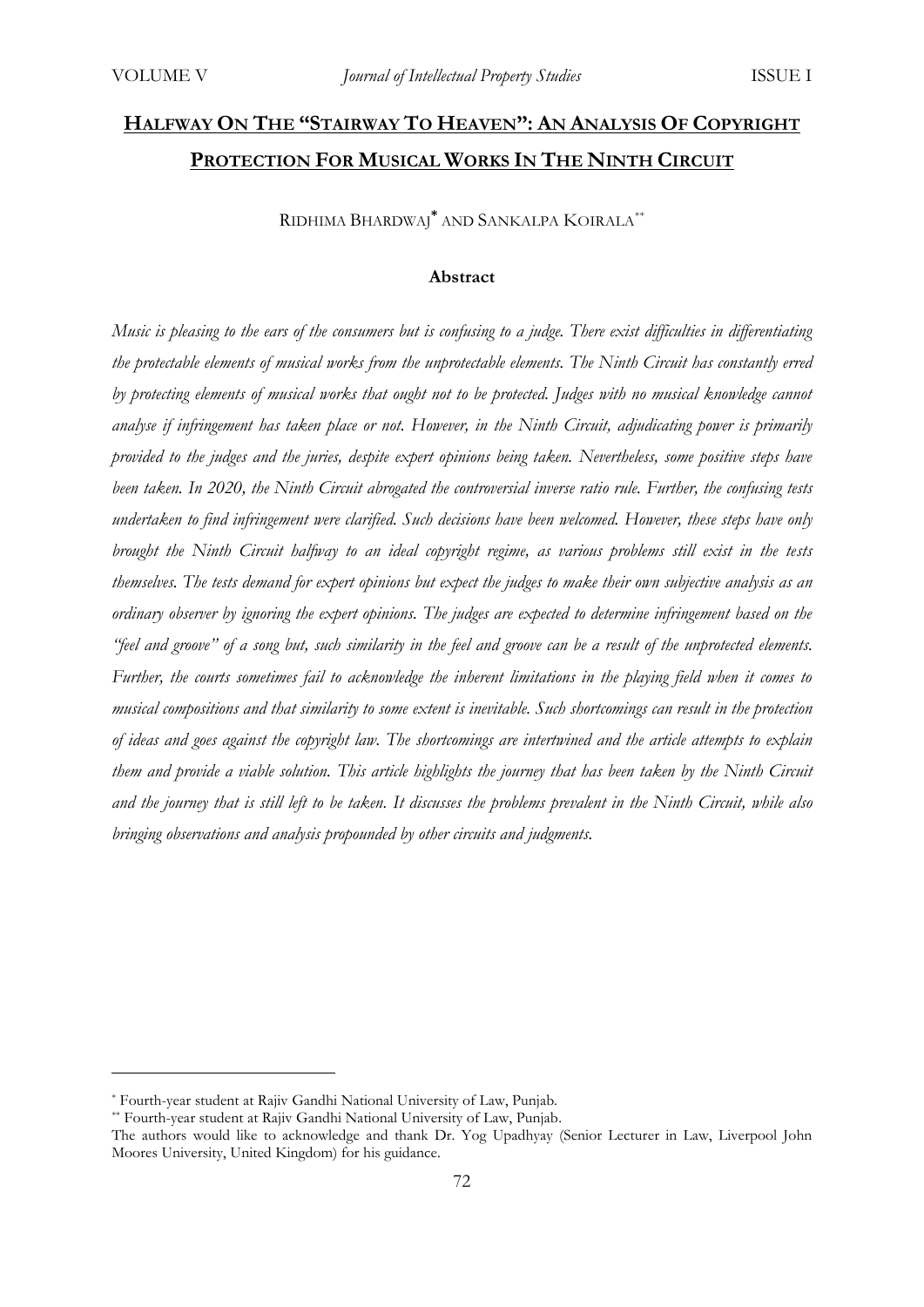# HALFWAY ON THE "STAIRWAY TO HEAVEN": AN ANALYSIS OF COPYRIGHT PROTECTION FOR MUSICAL WORKS IN THE NINTH CIRCUIT

RIDHIMA BHARDWAJ* AND SANKALPA KOIRALA**

## Abstract

*Music is pleasing to the ears of the consumers but is confusing to a judge. There exist difficulties in differentiating the protectable elements of musical works from the unprotectable elements. The Ninth Circuit has constantly erred by protecting elements of musical works that ought not to be protected. Judges with no musical knowledge cannot analyse if infringement has taken place or not. However, in the Ninth Circuit, adjudicating power is primarily provided to the judges and the juries, despite expert opinions being taken. Nevertheless, some positive steps have been taken. In 2020, the Ninth Circuit abrogated the controversial inverse ratio rule. Further, the confusing tests undertaken to find infringement were clarified. Such decisions have been welcomed. However, these steps have only brought the Ninth Circuit halfway to an ideal copyright regime, as various problems still exist in the tests themselves. The tests demand for expert opinions but expect the judges to make their own subjective analysis as an ordinary observer by ignoring the expert opinions. The judges are expected to determine infringement based on the "feel and groove" of a song but, such similarity in the feel and groove can be a result of the unprotected elements. Further, the courts sometimes fail to acknowledge the inherent limitations in the playing field when it comes to musical compositions and that similarity to some extent is inevitable. Such shortcomings can result in the protection of ideas and goes against the copyright law. The shortcomings are intertwined and the article attempts to explain them and provide a viable solution. This article highlights the journey that has been taken by the Ninth Circuit and the journey that is still left to be taken. It discusses the problems prevalent in the Ninth Circuit, while also bringing observations and analysis propounded by other circuits and judgments.*

---

* Fourth-year student at Rajiv Gandhi National University of Law, Punjab.

** Fourth-year student at Rajiv Gandhi National University of Law, Punjab.

The authors would like to acknowledge and thank Dr. Yog Upadhyay (Senior Lecturer in Law, Liverpool John Moores University, United Kingdom) for his guidance.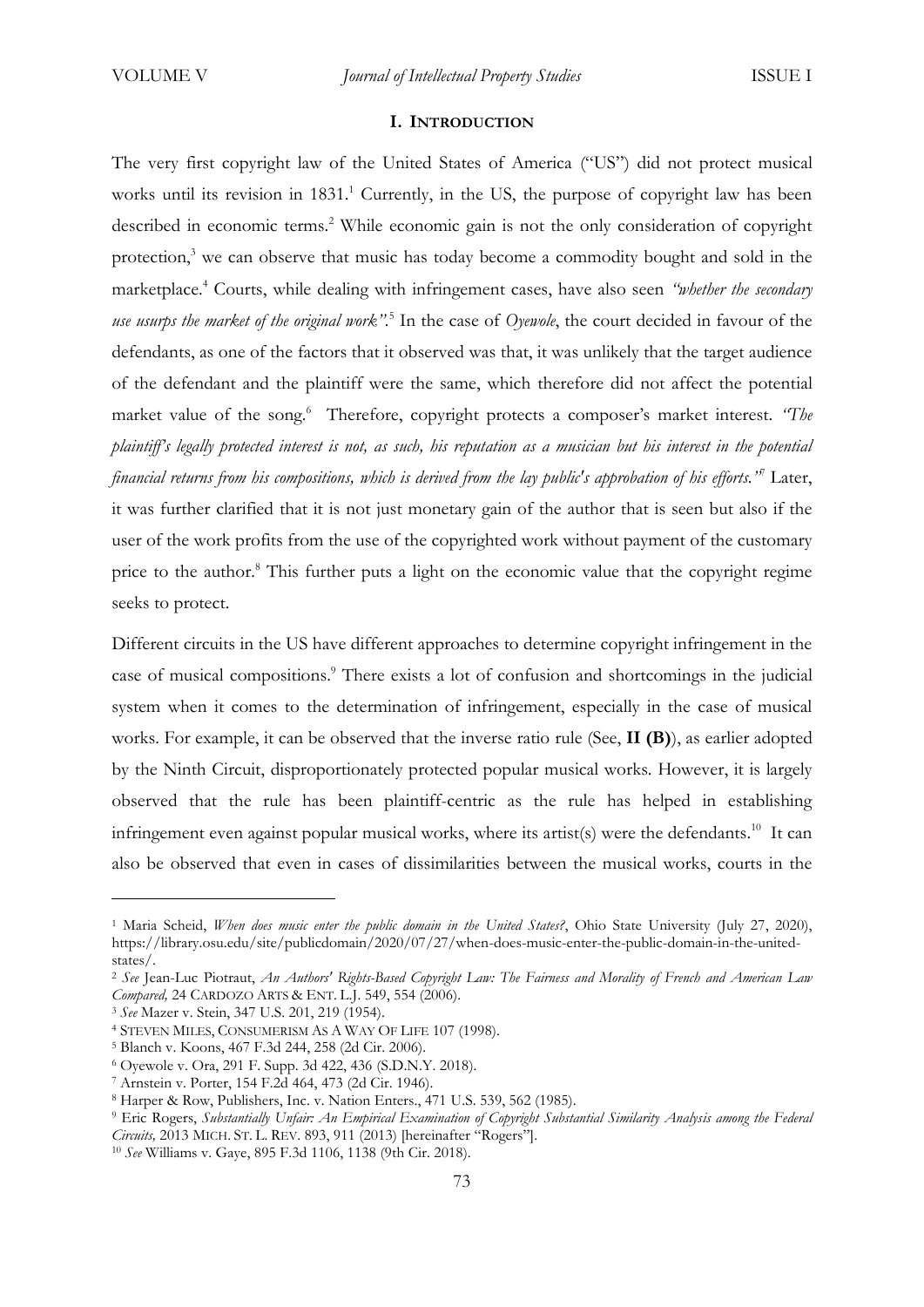## I. INTRODUCTION

The very first copyright law of the United States of America ("US") did not protect musical works until its revision in 1831.[1] Currently, in the US, the purpose of copyright law has been described in economic terms.[2] While economic gain is not the only consideration of copyright protection,[3] we can observe that music has today become a commodity bought and sold in the marketplace.[4] Courts, while dealing with infringement cases, have also seen *"whether the secondary use usurps the market of the original work"*.[5] In the case of *Oyewole*, the court decided in favour of the defendants, as one of the factors that it observed was that, it was unlikely that the target audience of the defendant and the plaintiff were the same, which therefore did not affect the potential market value of the song.[6] Therefore, copyright protects a composer's market interest. *"The plaintiff's legally protected interest is not, as such, his reputation as a musician but his interest in the potential financial returns from his compositions, which is derived from the lay public's approbation of his efforts."*[7] Later, it was further clarified that it is not just monetary gain of the author that is seen but also if the user of the work profits from the use of the copyrighted work without payment of the customary price to the author.[8] This further puts a light on the economic value that the copyright regime seeks to protect.

Different circuits in the US have different approaches to determine copyright infringement in the case of musical compositions.[9] There exists a lot of confusion and shortcomings in the judicial system when it comes to the determination of infringement, especially in the case of musical works. For example, it can be observed that the inverse ratio rule (See, **II (B)**), as earlier adopted by the Ninth Circuit, disproportionately protected popular musical works. However, it is largely observed that the rule has been plaintiff-centric as the rule has helped in establishing infringement even against popular musical works, where its artist(s) were the defendants.[10] It can also be observed that even in cases of dissimilarities between the musical works, courts in the

---

[1] Maria Scheid, *When does music enter the public domain in the United States?*, Ohio State University (July 27, 2020), https://library.osu.edu/site/publicdomain/2020/07/27/when-does-music-enter-the-public-domain-in-the-united-states/.

[2] *See* Jean-Luc Piotraut, *An Authors' Rights-Based Copyright Law: The Fairness and Morality of French and American Law Compared,* 24 CARDOZO ARTS & ENT. L.J. 549, 554 (2006).

[3] *See* Mazer v. Stein, 347 U.S. 201, 219 (1954).

[4] STEVEN MILES, CONSUMERISM AS A WAY OF LIFE 107 (1998).

[5] Blanch v. Koons, 467 F.3d 244, 258 (2d Cir. 2006).

[6] Oyewole v. Ora, 291 F. Supp. 3d 422, 436 (S.D.N.Y. 2018).

[7] Arnstein v. Porter, 154 F.2d 464, 473 (2d Cir. 1946).

[8] Harper & Row, Publishers, Inc. v. Nation Enters., 471 U.S. 539, 562 (1985).

[9] Eric Rogers, *Substantially Unfair: An Empirical Examination of Copyright Substantial Similarity Analysis among the Federal Circuits,* 2013 MICH. ST. L. REV. 893, 911 (2013) [hereinafter "Rogers"].

[10] *See* Williams v. Gaye, 895 F.3d 1106, 1138 (9th Cir. 2018).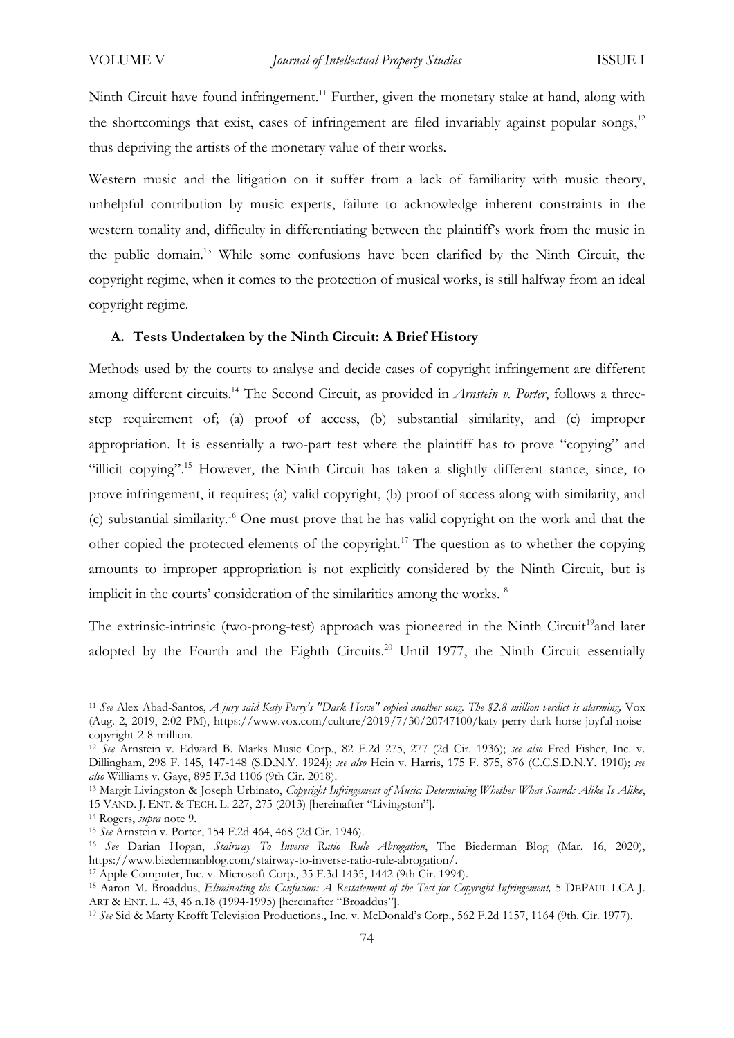Ninth Circuit have found infringement.[11] Further, given the monetary stake at hand, along with the shortcomings that exist, cases of infringement are filed invariably against popular songs,[12] thus depriving the artists of the monetary value of their works.

Western music and the litigation on it suffer from a lack of familiarity with music theory, unhelpful contribution by music experts, failure to acknowledge inherent constraints in the western tonality and, difficulty in differentiating between the plaintiff's work from the music in the public domain.[13] While some confusions have been clarified by the Ninth Circuit, the copyright regime, when it comes to the protection of musical works, is still halfway from an ideal copyright regime.

### A. Tests Undertaken by the Ninth Circuit: A Brief History

Methods used by the courts to analyse and decide cases of copyright infringement are different among different circuits.[14] The Second Circuit, as provided in *Arnstein v. Porter*, follows a three-step requirement of; (a) proof of access, (b) substantial similarity, and (c) improper appropriation. It is essentially a two-part test where the plaintiff has to prove "copying" and "illicit copying".[15] However, the Ninth Circuit has taken a slightly different stance, since, to prove infringement, it requires; (a) valid copyright, (b) proof of access along with similarity, and (c) substantial similarity.[16] One must prove that he has valid copyright on the work and that the other copied the protected elements of the copyright.[17] The question as to whether the copying amounts to improper appropriation is not explicitly considered by the Ninth Circuit, but is implicit in the courts' consideration of the similarities among the works.[18]

The extrinsic-intrinsic (two-prong-test) approach was pioneered in the Ninth Circuit[19]and later adopted by the Fourth and the Eighth Circuits.[20] Until 1977, the Ninth Circuit essentially

---

[11] *See* Alex Abad-Santos, *A jury said Katy Perry's "Dark Horse" copied another song. The $2.8 million verdict is alarming,* Vox (Aug. 2, 2019, 2:02 PM), https://www.vox.com/culture/2019/7/30/20747100/katy-perry-dark-horse-joyful-noise-copyright-2-8-million.

[12] *See* Arnstein v. Edward B. Marks Music Corp., 82 F.2d 275, 277 (2d Cir. 1936); *see also* Fred Fisher, Inc. v. Dillingham, 298 F. 145, 147-148 (S.D.N.Y. 1924); *see also* Hein v. Harris, 175 F. 875, 876 (C.C.S.D.N.Y. 1910); *see also* Williams v. Gaye, 895 F.3d 1106 (9th Cir. 2018).

[13] Margit Livingston & Joseph Urbinato, *Copyright Infringement of Music: Determining Whether What Sounds Alike Is Alike*, 15 VAND. J. ENT. & TECH. L. 227, 275 (2013) [hereinafter "Livingston"].

[14] Rogers, *supra* note 9.

[15] *See* Arnstein v. Porter, 154 F.2d 464, 468 (2d Cir. 1946).

[16] *See* Darian Hogan, *Stairway To Inverse Ratio Rule Abrogation*, The Biederman Blog (Mar. 16, 2020), https://www.biedermanblog.com/stairway-to-inverse-ratio-rule-abrogation/.

[17] Apple Computer, Inc. v. Microsoft Corp., 35 F.3d 1435, 1442 (9th Cir. 1994).

[18] Aaron M. Broaddus, *Eliminating the Confusion: A Restatement of the Test for Copyright Infringement,* 5 DEPAUL-LCA J. ART & ENT. L. 43, 46 n.18 (1994-1995) [hereinafter "Broaddus"].

[19] *See* Sid & Marty Krofft Television Productions., Inc. v. McDonald's Corp., 562 F.2d 1157, 1164 (9th. Cir. 1977).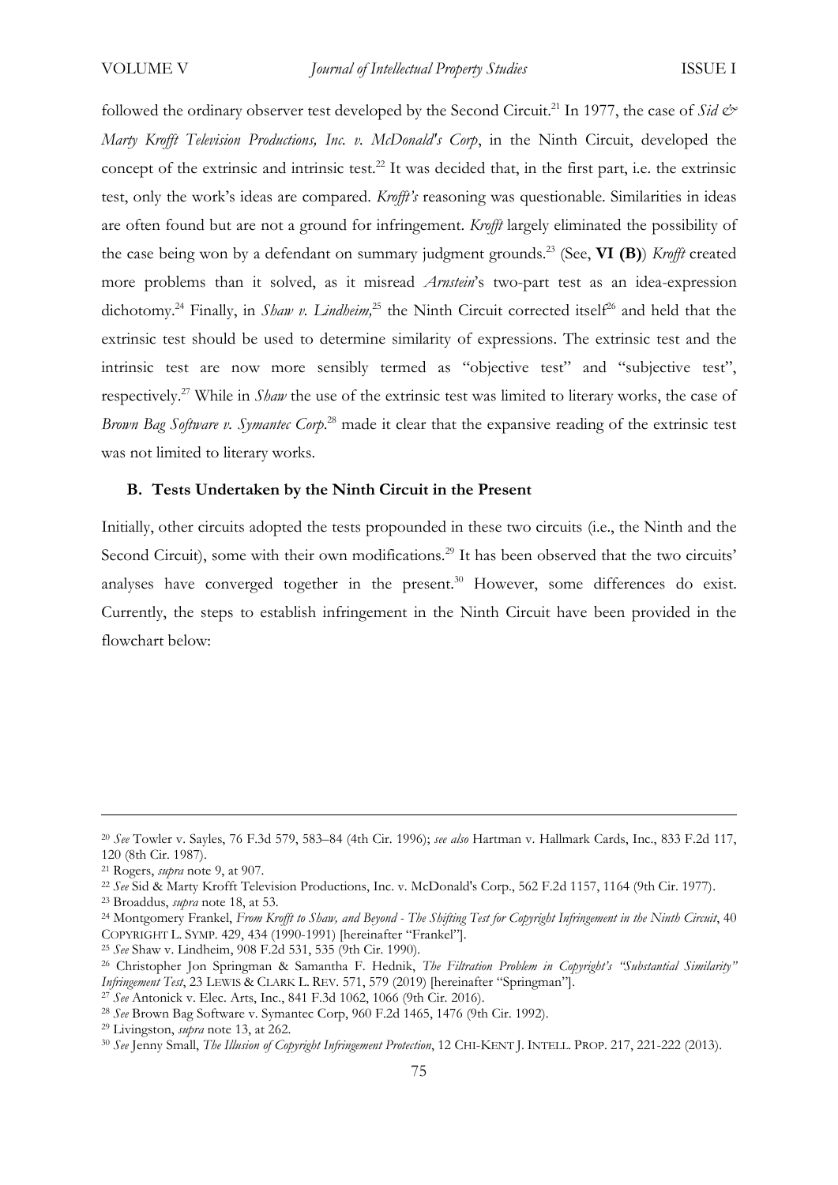followed the ordinary observer test developed by the Second Circuit.[21] In 1977, the case of *Sid & Marty Krofft Television Productions, Inc. v. McDonald's Corp*, in the Ninth Circuit, developed the concept of the extrinsic and intrinsic test.[22] It was decided that, in the first part, i.e. the extrinsic test, only the work's ideas are compared. *Krofft's* reasoning was questionable. Similarities in ideas are often found but are not a ground for infringement. *Krofft* largely eliminated the possibility of the case being won by a defendant on summary judgment grounds.[23] (See, **VI (B)**) *Krofft* created more problems than it solved, as it misread *Arnstein*'s two-part test as an idea-expression dichotomy.[24] Finally, in *Shaw v. Lindheim,*[25] the Ninth Circuit corrected itself[26] and held that the extrinsic test should be used to determine similarity of expressions. The extrinsic test and the intrinsic test are now more sensibly termed as "objective test" and "subjective test", respectively.[27] While in *Shaw* the use of the extrinsic test was limited to literary works, the case of *Brown Bag Software v. Symantec Corp*.[28] made it clear that the expansive reading of the extrinsic test was not limited to literary works.

### B. Tests Undertaken by the Ninth Circuit in the Present

Initially, other circuits adopted the tests propounded in these two circuits (i.e., the Ninth and the Second Circuit), some with their own modifications.[29] It has been observed that the two circuits' analyses have converged together in the present.[30] However, some differences do exist. Currently, the steps to establish infringement in the Ninth Circuit have been provided in the flowchart below:

---

[20] *See* Towler v. Sayles, 76 F.3d 579, 583–84 (4th Cir. 1996); *see also* Hartman v. Hallmark Cards, Inc., 833 F.2d 117, 120 (8th Cir. 1987).

[21] Rogers, *supra* note 9, at 907.

[22] *See* Sid & Marty Krofft Television Productions, Inc. v. McDonald's Corp., 562 F.2d 1157, 1164 (9th Cir. 1977).

[23] Broaddus, *supra* note 18, at 53.

[24] Montgomery Frankel, *From Krofft to Shaw, and Beyond - The Shifting Test for Copyright Infringement in the Ninth Circuit*, 40 COPYRIGHT L. SYMP. 429, 434 (1990-1991) [hereinafter "Frankel"].

[25] *See* Shaw v. Lindheim, 908 F.2d 531, 535 (9th Cir. 1990).

[26] Christopher Jon Springman & Samantha F. Hednik, *The Filtration Problem in Copyright's "Substantial Similarity" Infringement Test*, 23 LEWIS & CLARK L. REV. 571, 579 (2019) [hereinafter "Springman"].

[27] *See* Antonick v. Elec. Arts, Inc., 841 F.3d 1062, 1066 (9th Cir. 2016).

[28] *See* Brown Bag Software v. Symantec Corp, 960 F.2d 1465, 1476 (9th Cir. 1992).

[29] Livingston, *supra* note 13, at 262.

[30] *See* Jenny Small, *The Illusion of Copyright Infringement Protection*, 12 CHI-KENT J. INTELL. PROP. 217, 221-222 (2013).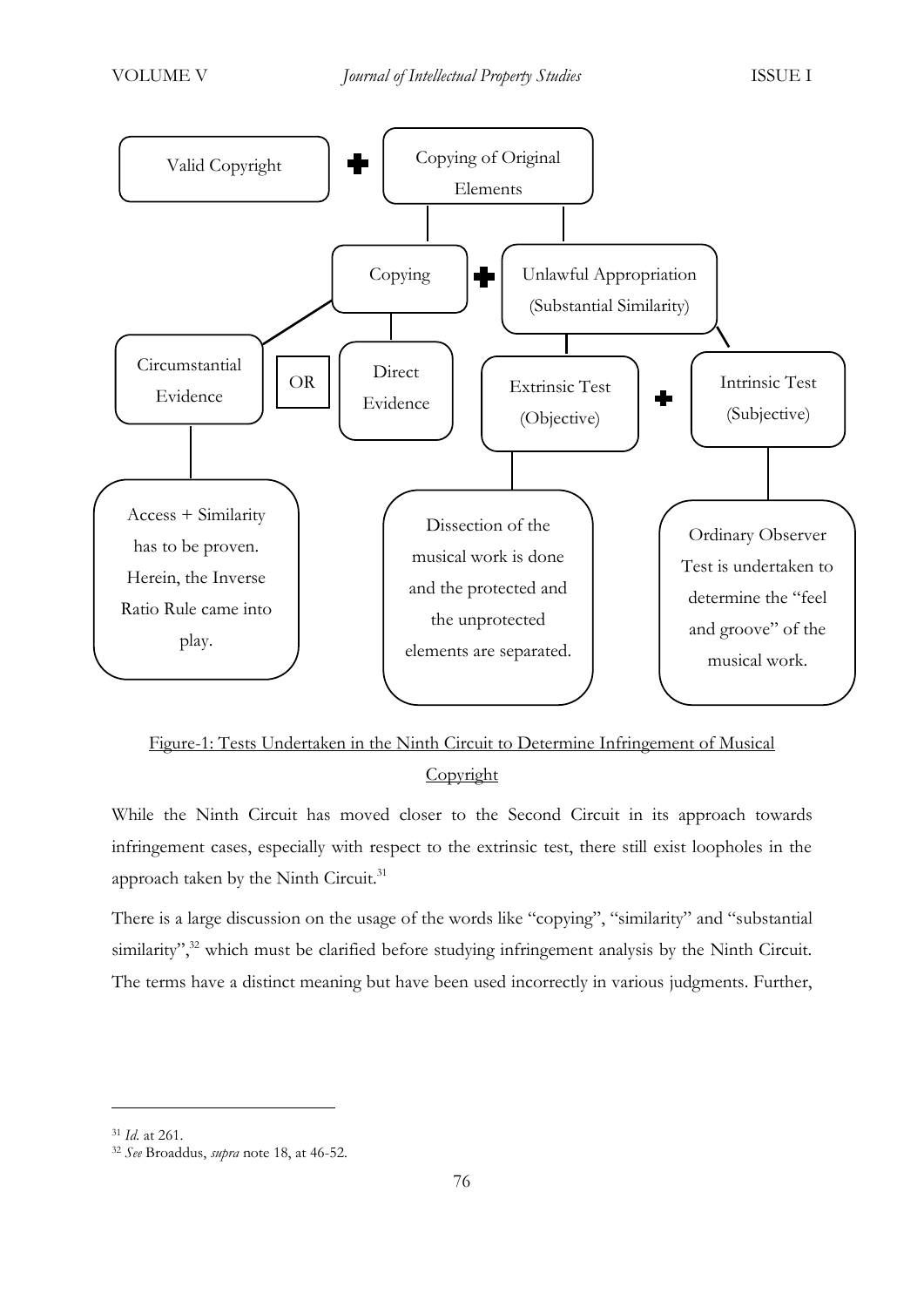Valid Copyright + Copying of Original Elements

- Copying
  - Circumstantial Evidence
    - Access + Similarity has to be proven. Herein, the Inverse Ratio Rule came into play.
  - OR
  - Direct Evidence
- \+ Unlawful Appropriation (Substantial Similarity)
  - Extrinsic Test (Objective)
    - Dissection of the musical work is done and the protected and the unprotected elements are separated.
  - \+ Intrinsic Test (Subjective)
    - Ordinary Observer Test is undertaken to determine the "feel and groove" of the musical work.

<u>Figure-1: Tests Undertaken in the Ninth Circuit to Determine Infringement of Musical Copyright</u>

While the Ninth Circuit has moved closer to the Second Circuit in its approach towards infringement cases, especially with respect to the extrinsic test, there still exist loopholes in the approach taken by the Ninth Circuit.[31]

There is a large discussion on the usage of the words like "copying", "similarity" and "substantial similarity",[32] which must be clarified before studying infringement analysis by the Ninth Circuit. The terms have a distinct meaning but have been used incorrectly in various judgments. Further,

---

[31] *Id.* at 261.

[32] *See* Broaddus, *supra* note 18, at 46-52.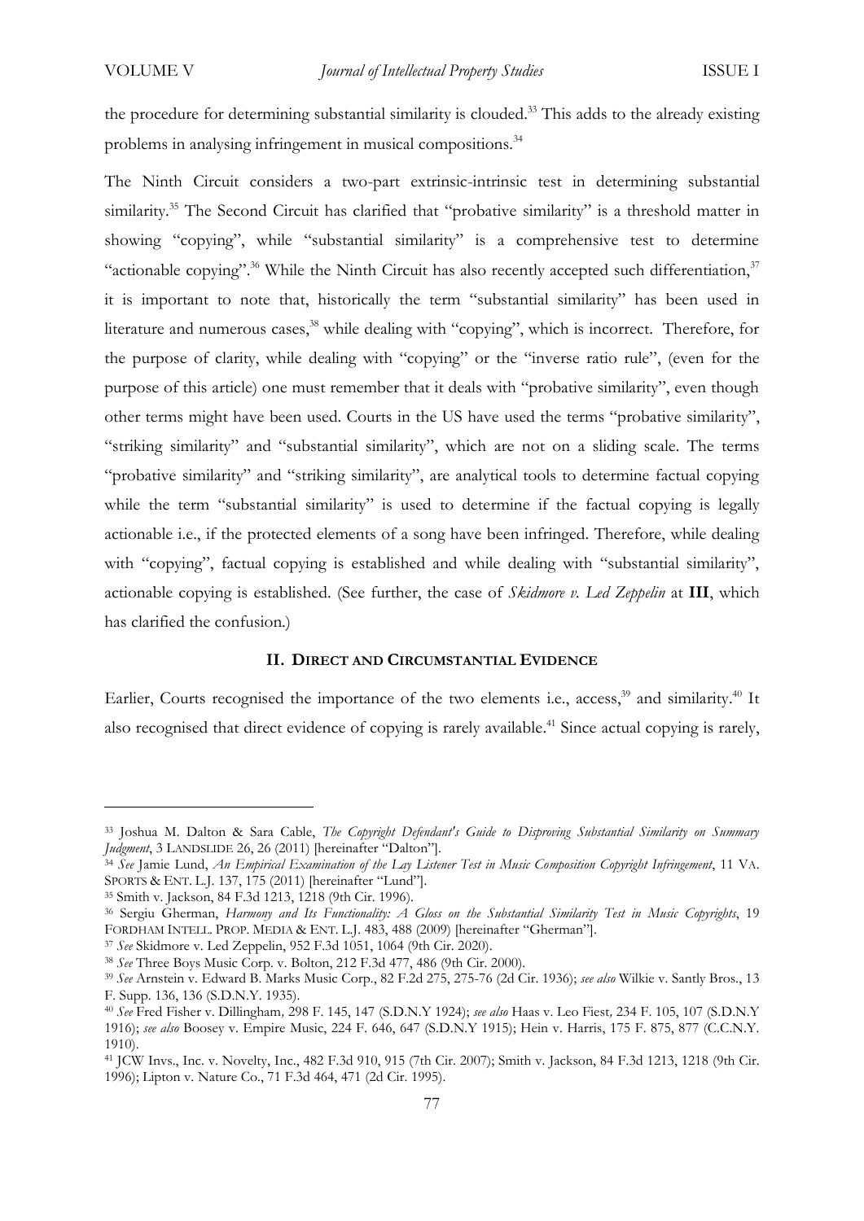the procedure for determining substantial similarity is clouded.[33] This adds to the already existing problems in analysing infringement in musical compositions.[34]

The Ninth Circuit considers a two-part extrinsic-intrinsic test in determining substantial similarity.[35] The Second Circuit has clarified that "probative similarity" is a threshold matter in showing "copying", while "substantial similarity" is a comprehensive test to determine "actionable copying".[36] While the Ninth Circuit has also recently accepted such differentiation,[37] it is important to note that, historically the term "substantial similarity" has been used in literature and numerous cases,[38] while dealing with "copying", which is incorrect. Therefore, for the purpose of clarity, while dealing with "copying" or the "inverse ratio rule", (even for the purpose of this article) one must remember that it deals with "probative similarity", even though other terms might have been used. Courts in the US have used the terms "probative similarity", "striking similarity" and "substantial similarity", which are not on a sliding scale. The terms "probative similarity" and "striking similarity", are analytical tools to determine factual copying while the term "substantial similarity" is used to determine if the factual copying is legally actionable i.e., if the protected elements of a song have been infringed. Therefore, while dealing with "copying", factual copying is established and while dealing with "substantial similarity", actionable copying is established. (See further, the case of *Skidmore v. Led Zeppelin* at **III**, which has clarified the confusion.)

## II. Direct and Circumstantial Evidence

Earlier, Courts recognised the importance of the two elements i.e., access,[39] and similarity.[40] It also recognised that direct evidence of copying is rarely available.[41] Since actual copying is rarely,

---

[33] Joshua M. Dalton & Sara Cable, *The Copyright Defendant's Guide to Disproving Substantial Similarity on Summary Judgment*, 3 LANDSLIDE 26, 26 (2011) [hereinafter "Dalton"].

[34] *See* Jamie Lund, *An Empirical Examination of the Lay Listener Test in Music Composition Copyright Infringement*, 11 VA. SPORTS & ENT. L.J. 137, 175 (2011) [hereinafter "Lund"].

[35] Smith v. Jackson, 84 F.3d 1213, 1218 (9th Cir. 1996).

[36] Sergiu Gherman, *Harmony and Its Functionality: A Gloss on the Substantial Similarity Test in Music Copyrights*, 19 FORDHAM INTELL. PROP. MEDIA & ENT. L.J. 483, 488 (2009) [hereinafter "Gherman"].

[37] *See* Skidmore v. Led Zeppelin, 952 F.3d 1051, 1064 (9th Cir. 2020).

[38] *See* Three Boys Music Corp. v. Bolton, 212 F.3d 477, 486 (9th Cir. 2000).

[39] *See* Arnstein v. Edward B. Marks Music Corp., 82 F.2d 275, 275-76 (2d Cir. 1936); *see also* Wilkie v. Santly Bros., 13 F. Supp. 136, 136 (S.D.N.Y. 1935).

[40] *See* Fred Fisher v. Dillingham*,* 298 F. 145, 147 (S.D.N.Y 1924); *see also* Haas v. Leo Fiest*,* 234 F. 105, 107 (S.D.N.Y 1916); *see also* Boosey v. Empire Music, 224 F. 646, 647 (S.D.N.Y 1915); Hein v. Harris, 175 F. 875, 877 (C.C.N.Y. 1910).

[41] JCW Invs., Inc. v. Novelty, Inc., 482 F.3d 910, 915 (7th Cir. 2007); Smith v. Jackson, 84 F.3d 1213, 1218 (9th Cir. 1996); Lipton v. Nature Co., 71 F.3d 464, 471 (2d Cir. 1995).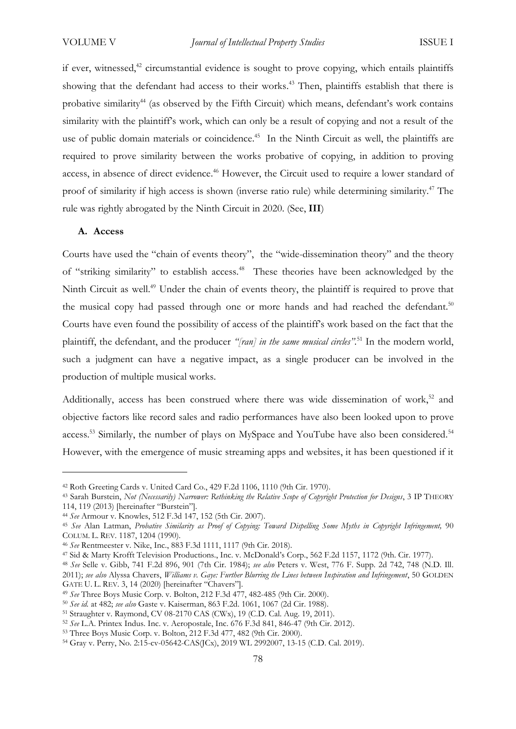if ever, witnessed,[42] circumstantial evidence is sought to prove copying, which entails plaintiffs showing that the defendant had access to their works.[43] Then, plaintiffs establish that there is probative similarity[44] (as observed by the Fifth Circuit) which means, defendant's work contains similarity with the plaintiff's work, which can only be a result of copying and not a result of the use of public domain materials or coincidence.[45] In the Ninth Circuit as well, the plaintiffs are required to prove similarity between the works probative of copying, in addition to proving access, in absence of direct evidence.[46] However, the Circuit used to require a lower standard of proof of similarity if high access is shown (inverse ratio rule) while determining similarity.[47] The rule was rightly abrogated by the Ninth Circuit in 2020. (See, **III**)

### A. Access

Courts have used the "chain of events theory", the "wide-dissemination theory" and the theory of "striking similarity" to establish access.[48] These theories have been acknowledged by the Ninth Circuit as well.[49] Under the chain of events theory, the plaintiff is required to prove that the musical copy had passed through one or more hands and had reached the defendant.[50] Courts have even found the possibility of access of the plaintiff's work based on the fact that the plaintiff, the defendant, and the producer *"[ran] in the same musical circles"*.[51] In the modern world, such a judgment can have a negative impact, as a single producer can be involved in the production of multiple musical works.

Additionally, access has been construed where there was wide dissemination of work,[52] and objective factors like record sales and radio performances have also been looked upon to prove access.[53] Similarly, the number of plays on MySpace and YouTube have also been considered.[54] However, with the emergence of music streaming apps and websites, it has been questioned if it

---

[42] Roth Greeting Cards v. United Card Co., 429 F.2d 1106, 1110 (9th Cir. 1970).

[43] Sarah Burstein, *Not (Necessarily) Narrower: Rethinking the Relative Scope of Copyright Protection for Designs*, 3 IP THEORY 114, 119 (2013) [hereinafter "Burstein"].

[44] *See* Armour v. Knowles, 512 F.3d 147, 152 (5th Cir. 2007).

[45] *See* Alan Latman, *Probative Similarity as Proof of Copying: Toward Dispelling Some Myths in Copyright Infringement,* 90 COLUM. L. REV. 1187, 1204 (1990).

[46] *See* Rentmeester v. Nike, Inc., 883 F.3d 1111, 1117 (9th Cir. 2018).

[47] Sid & Marty Krofft Television Productions., Inc. v. McDonald's Corp., 562 F.2d 1157, 1172 (9th. Cir. 1977).

[48] *See* Selle v. Gibb, 741 F.2d 896, 901 (7th Cir. 1984); *see also* Peters v. West, 776 F. Supp. 2d 742, 748 (N.D. Ill. 2011); *see also* Alyssa Chavers, *Williams v. Gaye: Further Blurring the Lines between Inspiration and Infringement*, 50 GOLDEN GATE U. L. REV. 3, 14 (2020) [hereinafter "Chavers"].

[49] *See* Three Boys Music Corp. v. Bolton, 212 F.3d 477, 482-485 (9th Cir. 2000).

[50] *See id.* at 482; *see also* Gaste v. Kaiserman, 863 F.2d. 1061, 1067 (2d Cir. 1988).

[51] Straughter v. Raymond, CV 08-2170 CAS (CWx), 19 (C.D. Cal. Aug. 19, 2011).

[52] *See* L.A. Printex Indus. Inc. v. Aeropostale, Inc. 676 F.3d 841, 846-47 (9th Cir. 2012).

[53] Three Boys Music Corp. v. Bolton, 212 F.3d 477, 482 (9th Cir. 2000).

[54] Gray v. Perry, No. 2:15-cv-05642-CAS(JCx), 2019 WL 2992007, 13-15 (C.D. Cal. 2019).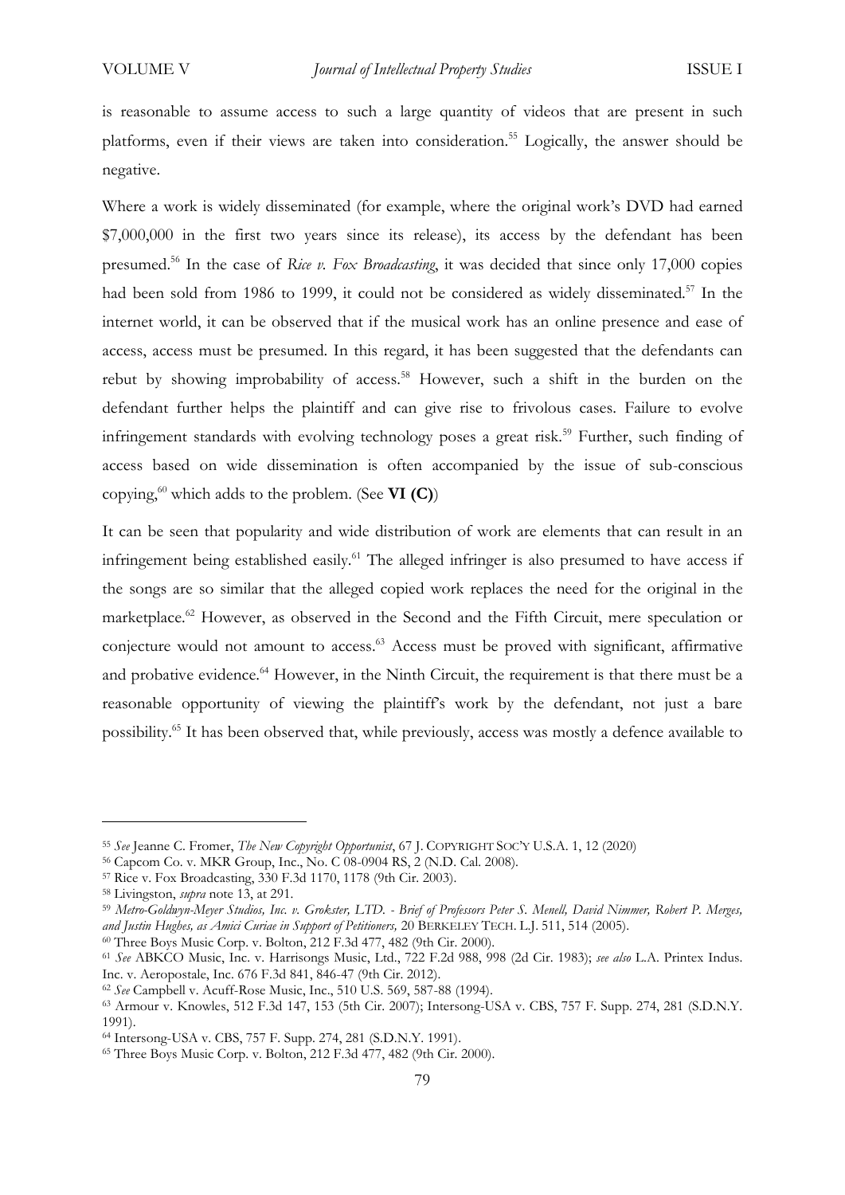is reasonable to assume access to such a large quantity of videos that are present in such platforms, even if their views are taken into consideration.[55] Logically, the answer should be negative.

Where a work is widely disseminated (for example, where the original work's DVD had earned $7,000,000 in the first two years since its release), its access by the defendant has been presumed.[56] In the case of *Rice v. Fox Broadcasting*, it was decided that since only 17,000 copies had been sold from 1986 to 1999, it could not be considered as widely disseminated.[57] In the internet world, it can be observed that if the musical work has an online presence and ease of access, access must be presumed. In this regard, it has been suggested that the defendants can rebut by showing improbability of access.[58] However, such a shift in the burden on the defendant further helps the plaintiff and can give rise to frivolous cases. Failure to evolve infringement standards with evolving technology poses a great risk.[59] Further, such finding of access based on wide dissemination is often accompanied by the issue of sub-conscious copying,[60] which adds to the problem. (See **VI (C)**)

It can be seen that popularity and wide distribution of work are elements that can result in an infringement being established easily.[61] The alleged infringer is also presumed to have access if the songs are so similar that the alleged copied work replaces the need for the original in the marketplace.[62] However, as observed in the Second and the Fifth Circuit, mere speculation or conjecture would not amount to access.[63] Access must be proved with significant, affirmative and probative evidence.[64] However, in the Ninth Circuit, the requirement is that there must be a reasonable opportunity of viewing the plaintiff's work by the defendant, not just a bare possibility.[65] It has been observed that, while previously, access was mostly a defence available to

---

[55] *See* Jeanne C. Fromer, *The New Copyright Opportunist*, 67 J. COPYRIGHT SOC'Y U.S.A. 1, 12 (2020)

[56] Capcom Co. v. MKR Group, Inc., No. C 08-0904 RS, 2 (N.D. Cal. 2008).

[57] Rice v. Fox Broadcasting, 330 F.3d 1170, 1178 (9th Cir. 2003).

[58] Livingston, *supra* note 13, at 291.

[59] *Metro-Goldwyn-Meyer Studios, Inc. v. Grokster, LTD. - Brief of Professors Peter S. Menell, David Nimmer, Robert P. Merges, and Justin Hughes, as Amici Curiae in Support of Petitioners,* 20 BERKELEY TECH. L.J. 511, 514 (2005).

[60] Three Boys Music Corp. v. Bolton, 212 F.3d 477, 482 (9th Cir. 2000).

[61] *See* ABKCO Music, Inc. v. Harrisongs Music, Ltd., 722 F.2d 988, 998 (2d Cir. 1983); *see also* L.A. Printex Indus. Inc. v. Aeropostale, Inc. 676 F.3d 841, 846-47 (9th Cir. 2012).

[62] *See* Campbell v. Acuff-Rose Music, Inc., 510 U.S. 569, 587-88 (1994).

[63] Armour v. Knowles, 512 F.3d 147, 153 (5th Cir. 2007); Intersong-USA v. CBS, 757 F. Supp. 274, 281 (S.D.N.Y. 1991).

[64] Intersong-USA v. CBS, 757 F. Supp. 274, 281 (S.D.N.Y. 1991).

[65] Three Boys Music Corp. v. Bolton, 212 F.3d 477, 482 (9th Cir. 2000).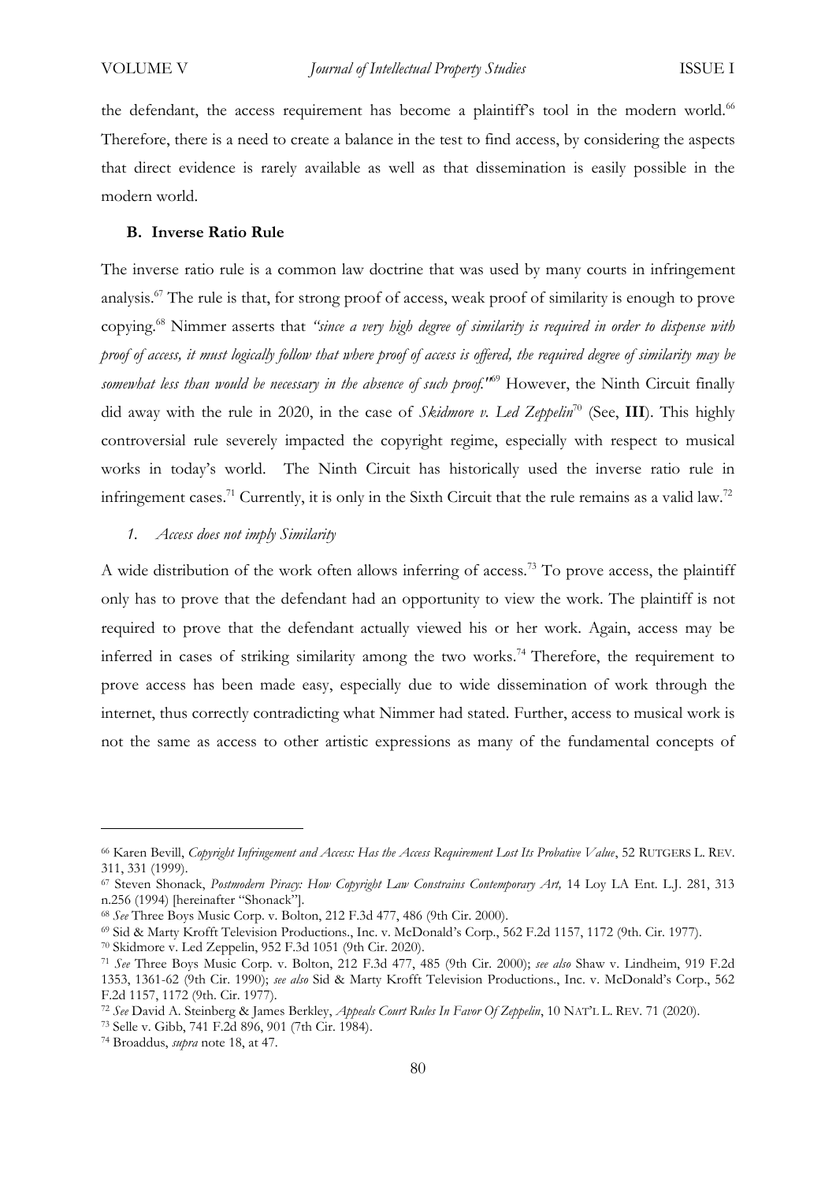the defendant, the access requirement has become a plaintiff's tool in the modern world.[66] Therefore, there is a need to create a balance in the test to find access, by considering the aspects that direct evidence is rarely available as well as that dissemination is easily possible in the modern world.

### B. Inverse Ratio Rule

The inverse ratio rule is a common law doctrine that was used by many courts in infringement analysis.[67] The rule is that, for strong proof of access, weak proof of similarity is enough to prove copying.[68] Nimmer asserts that *"since a very high degree of similarity is required in order to dispense with proof of access, it must logically follow that where proof of access is offered, the required degree of similarity may be somewhat less than would be necessary in the absence of such proof."*[69] However, the Ninth Circuit finally did away with the rule in 2020, in the case of *Skidmore v. Led Zeppelin*[70] (See, **III**). This highly controversial rule severely impacted the copyright regime, especially with respect to musical works in today's world. The Ninth Circuit has historically used the inverse ratio rule in infringement cases.[71] Currently, it is only in the Sixth Circuit that the rule remains as a valid law.[72]

#### *1. Access does not imply Similarity*

A wide distribution of the work often allows inferring of access.[73] To prove access, the plaintiff only has to prove that the defendant had an opportunity to view the work. The plaintiff is not required to prove that the defendant actually viewed his or her work. Again, access may be inferred in cases of striking similarity among the two works.[74] Therefore, the requirement to prove access has been made easy, especially due to wide dissemination of work through the internet, thus correctly contradicting what Nimmer had stated. Further, access to musical work is not the same as access to other artistic expressions as many of the fundamental concepts of

---

[66] Karen Bevill, *Copyright Infringement and Access: Has the Access Requirement Lost Its Probative Value*, 52 RUTGERS L. REV. 311, 331 (1999).

[67] Steven Shonack, *Postmodern Piracy: How Copyright Law Constrains Contemporary Art,* 14 Loy LA Ent. L.J. 281, 313 n.256 (1994) [hereinafter "Shonack"].

[68] *See* Three Boys Music Corp. v. Bolton, 212 F.3d 477, 486 (9th Cir. 2000).

[69] Sid & Marty Krofft Television Productions., Inc. v. McDonald's Corp., 562 F.2d 1157, 1172 (9th. Cir. 1977).

[70] Skidmore v. Led Zeppelin, 952 F.3d 1051 (9th Cir. 2020).

[71] *See* Three Boys Music Corp. v. Bolton, 212 F.3d 477, 485 (9th Cir. 2000); *see also* Shaw v. Lindheim, 919 F.2d 1353, 1361-62 (9th Cir. 1990); *see also* Sid & Marty Krofft Television Productions., Inc. v. McDonald's Corp., 562 F.2d 1157, 1172 (9th. Cir. 1977).

[72] *See* David A. Steinberg & James Berkley, *Appeals Court Rules In Favor Of Zeppelin*, 10 NAT'L L. REV. 71 (2020).

[73] Selle v. Gibb, 741 F.2d 896, 901 (7th Cir. 1984).

[74] Broaddus, *supra* note 18, at 47.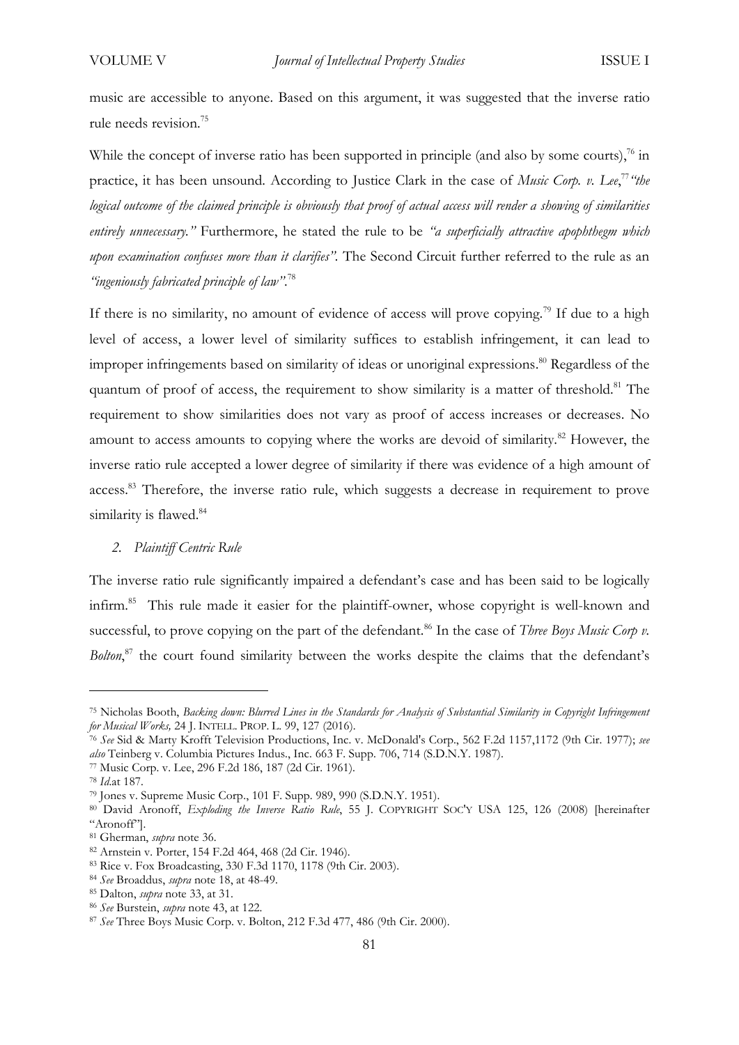music are accessible to anyone. Based on this argument, it was suggested that the inverse ratio rule needs revision.[75]

While the concept of inverse ratio has been supported in principle (and also by some courts),[76] in practice, it has been unsound. According to Justice Clark in the case of *Music Corp. v. Lee*,[77] *"the logical outcome of the claimed principle is obviously that proof of actual access will render a showing of similarities entirely unnecessary."* Furthermore, he stated the rule to be *"a superficially attractive apophthegm which upon examination confuses more than it clarifies"*. The Second Circuit further referred to the rule as an *"ingeniously fabricated principle of law"*.[78]

If there is no similarity, no amount of evidence of access will prove copying.[79] If due to a high level of access, a lower level of similarity suffices to establish infringement, it can lead to improper infringements based on similarity of ideas or unoriginal expressions.[80] Regardless of the quantum of proof of access, the requirement to show similarity is a matter of threshold.[81] The requirement to show similarities does not vary as proof of access increases or decreases. No amount to access amounts to copying where the works are devoid of similarity.[82] However, the inverse ratio rule accepted a lower degree of similarity if there was evidence of a high amount of access.[83] Therefore, the inverse ratio rule, which suggests a decrease in requirement to prove similarity is flawed.[84]

### *2. Plaintiff Centric Rule*

The inverse ratio rule significantly impaired a defendant's case and has been said to be logically infirm.[85] This rule made it easier for the plaintiff-owner, whose copyright is well-known and successful, to prove copying on the part of the defendant.[86] In the case of *Three Boys Music Corp v. Bolton*,[87] the court found similarity between the works despite the claims that the defendant's

---

[75] Nicholas Booth, *Backing down: Blurred Lines in the Standards for Analysis of Substantial Similarity in Copyright Infringement for Musical Works,* 24 J. INTELL. PROP. L. 99, 127 (2016).

[76] *See* Sid & Marty Krofft Television Productions, Inc. v. McDonald's Corp., 562 F.2d 1157,1172 (9th Cir. 1977); *see also* Teinberg v. Columbia Pictures Indus., Inc. 663 F. Supp. 706, 714 (S.D.N.Y. 1987).

[77] Music Corp. v. Lee, 296 F.2d 186, 187 (2d Cir. 1961).

[78] *Id.*at 187.

[79] Jones v. Supreme Music Corp., 101 F. Supp. 989, 990 (S.D.N.Y. 1951).

[80] David Aronoff, *Exploding the Inverse Ratio Rule*, 55 J. COPYRIGHT SOC'Y USA 125, 126 (2008) [hereinafter "Aronoff"].

[81] Gherman, *supra* note 36.

[82] Arnstein v. Porter, 154 F.2d 464, 468 (2d Cir. 1946).

[83] Rice v. Fox Broadcasting, 330 F.3d 1170, 1178 (9th Cir. 2003).

[84] *See* Broaddus, *supra* note 18, at 48-49.

[85] Dalton, *supra* note 33, at 31.

[86] *See* Burstein, *supra* note 43, at 122.

[87] *See* Three Boys Music Corp. v. Bolton, 212 F.3d 477, 486 (9th Cir. 2000).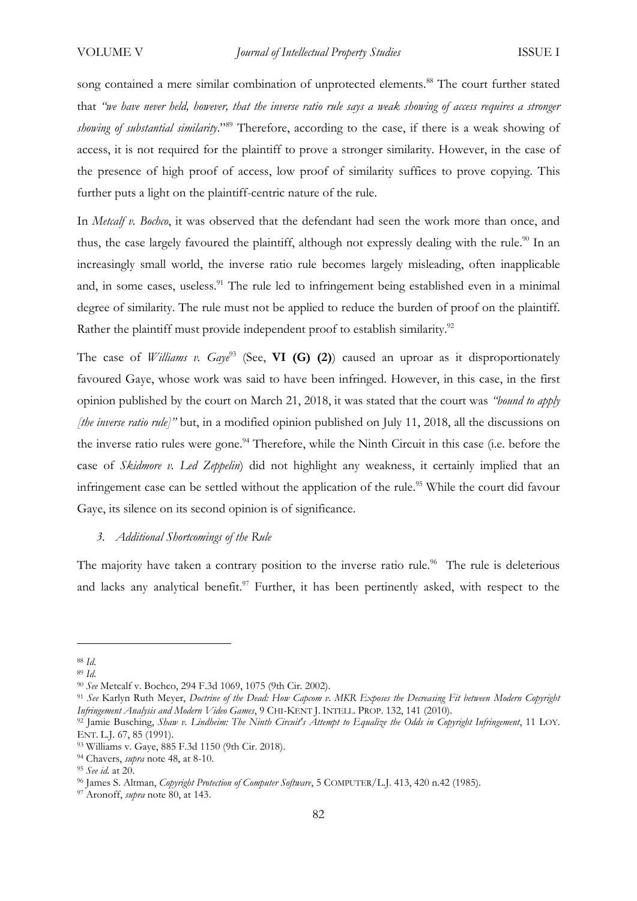song contained a mere similar combination of unprotected elements.[88] The court further stated that *"we have never held, however, that the inverse ratio rule says a weak showing of access requires a stronger showing of substantial similarity*."[89] Therefore, according to the case, if there is a weak showing of access, it is not required for the plaintiff to prove a stronger similarity. However, in the case of the presence of high proof of access, low proof of similarity suffices to prove copying. This further puts a light on the plaintiff-centric nature of the rule.

In *Metcalf v. Bochco*, it was observed that the defendant had seen the work more than once, and thus, the case largely favoured the plaintiff, although not expressly dealing with the rule.[90] In an increasingly small world, the inverse ratio rule becomes largely misleading, often inapplicable and, in some cases, useless.[91] The rule led to infringement being established even in a minimal degree of similarity. The rule must not be applied to reduce the burden of proof on the plaintiff. Rather the plaintiff must provide independent proof to establish similarity.[92]

The case of *Williams v. Gaye*[93] (See, **VI (G) (2)**) caused an uproar as it disproportionately favoured Gaye, whose work was said to have been infringed. However, in this case, in the first opinion published by the court on March 21, 2018, it was stated that the court was *"bound to apply [the inverse ratio rule]"* but, in a modified opinion published on July 11, 2018, all the discussions on the inverse ratio rules were gone.[94] Therefore, while the Ninth Circuit in this case (i.e. before the case of *Skidmore v. Led Zeppelin*) did not highlight any weakness, it certainly implied that an infringement case can be settled without the application of the rule.[95] While the court did favour Gaye, its silence on its second opinion is of significance.

### *3. Additional Shortcomings of the Rule*

The majority have taken a contrary position to the inverse ratio rule.[96] The rule is deleterious and lacks any analytical benefit.[97] Further, it has been pertinently asked, with respect to the

---

[88] *Id.*

[89] *Id.*

[90] *See* Metcalf v. Bochco, 294 F.3d 1069, 1075 (9th Cir. 2002).

[91] *See* Karlyn Ruth Meyer, *Doctrine of the Dead: How Capcom v. MKR Exposes the Decreasing Fit between Modern Copyright Infringement Analysis and Modern Video Games*, 9 CHI-KENT J. INTELL. PROP. 132, 141 (2010).

[92] Jamie Busching, *Shaw v. Lindheim: The Ninth Circuit's Attempt to Equalize the Odds in Copyright Infringement*, 11 LOY. ENT. L.J. 67, 85 (1991).

[93] Williams v. Gaye, 885 F.3d 1150 (9th Cir. 2018).

[94] Chavers, *supra* note 48, at 8-10.

[95] *See id.* at 20.

[96] James S. Altman, *Copyright Protection of Computer Software*, 5 COMPUTER/L.J. 413, 420 n.42 (1985).

[97] Aronoff, *supra* note 80, at 143.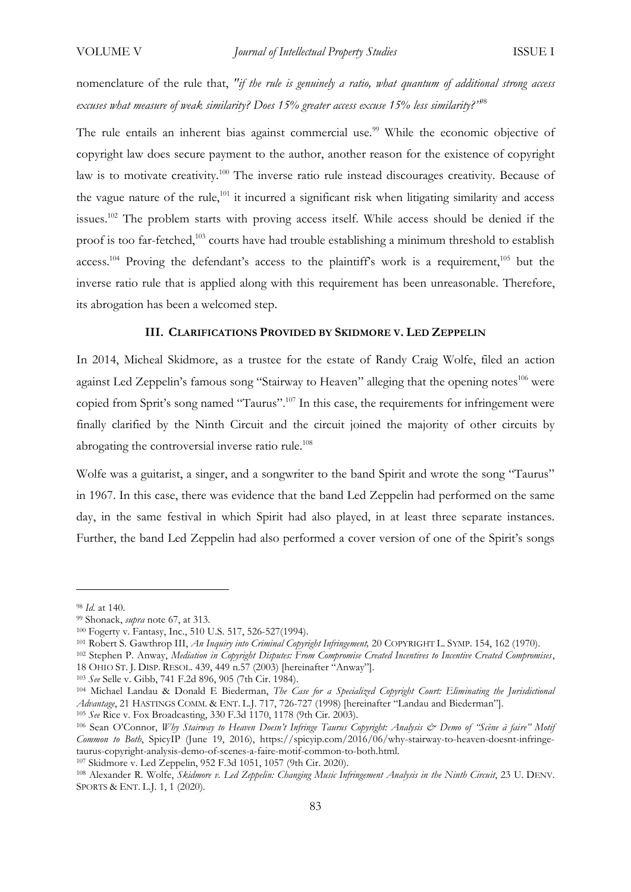nomenclature of the rule that, *"if the rule is genuinely a ratio, what quantum of additional strong access excuses what measure of weak similarity? Does 15% greater access excuse 15% less similarity?"*[98]

The rule entails an inherent bias against commercial use.[99] While the economic objective of copyright law does secure payment to the author, another reason for the existence of copyright law is to motivate creativity.[100] The inverse ratio rule instead discourages creativity. Because of the vague nature of the rule,[101] it incurred a significant risk when litigating similarity and access issues.[102] The problem starts with proving access itself. While access should be denied if the proof is too far-fetched,[103] courts have had trouble establishing a minimum threshold to establish access.[104] Proving the defendant's access to the plaintiff's work is a requirement,[105] but the inverse ratio rule that is applied along with this requirement has been unreasonable. Therefore, its abrogation has been a welcomed step.

## III. CLARIFICATIONS PROVIDED BY SKIDMORE V. LED ZEPPELIN

In 2014, Micheal Skidmore, as a trustee for the estate of Randy Craig Wolfe, filed an action against Led Zeppelin's famous song "Stairway to Heaven" alleging that the opening notes[106] were copied from Sprit's song named "Taurus".[107] In this case, the requirements for infringement were finally clarified by the Ninth Circuit and the circuit joined the majority of other circuits by abrogating the controversial inverse ratio rule.[108]

Wolfe was a guitarist, a singer, and a songwriter to the band Spirit and wrote the song "Taurus" in 1967. In this case, there was evidence that the band Led Zeppelin had performed on the same day, in the same festival in which Spirit had also played, in at least three separate instances. Further, the band Led Zeppelin had also performed a cover version of one of the Spirit's songs

---

[98] *Id.* at 140.

[99] Shonack, *supra* note 67, at 313.

[100] Fogerty v. Fantasy, Inc., 510 U.S. 517, 526-527(1994).

[101] Robert S. Gawthrop III, *An Inquiry into Criminal Copyright Infringement,* 20 COPYRIGHT L. SYMP. 154, 162 (1970).

[102] Stephen P. Anway, *Mediation in Copyright Disputes: From Compromise Created Incentives to Incentive Created Compromises*, 18 OHIO ST. J. DISP. RESOL. 439, 449 n.57 (2003) [hereinafter "Anway"].

[103] *See* Selle v. Gibb, 741 F.2d 896, 905 (7th Cir. 1984).

[104] Michael Landau & Donald E Biederman, *The Case for a Specialized Copyright Court: Eliminating the Jurisdictional Advantage*, 21 HASTINGS COMM. & ENT. L.J. 717, 726-727 (1998) [hereinafter "Landau and Biederman"].

[105] *See* Rice v. Fox Broadcasting, 330 F.3d 1170, 1178 (9th Cir. 2003).

[106] Sean O'Connor, *Why Stairway to Heaven Doesn't Infringe Taurus Copyright: Analysis & Demo of "Scène à faire" Motif Common to Both*, SpicyIP (June 19, 2016), https://spicyip.com/2016/06/why-stairway-to-heaven-doesnt-infringe-taurus-copyright-analysis-demo-of-scenes-a-faire-motif-common-to-both.html.

[107] Skidmore v. Led Zeppelin, 952 F.3d 1051, 1057 (9th Cir. 2020).

[108] Alexander R. Wolfe, *Skidmore v. Led Zeppelin: Changing Music Infringement Analysis in the Ninth Circuit*, 23 U. DENV. SPORTS & ENT. L.J. 1, 1 (2020).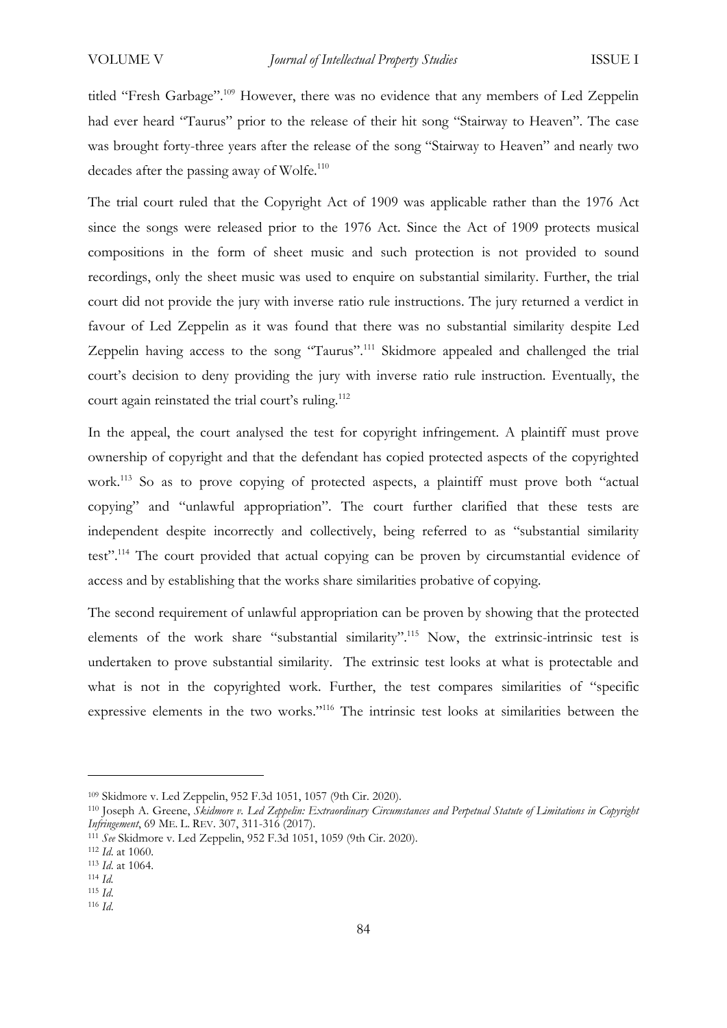titled "Fresh Garbage".[109] However, there was no evidence that any members of Led Zeppelin had ever heard "Taurus" prior to the release of their hit song "Stairway to Heaven". The case was brought forty-three years after the release of the song "Stairway to Heaven" and nearly two decades after the passing away of Wolfe.[110]

The trial court ruled that the Copyright Act of 1909 was applicable rather than the 1976 Act since the songs were released prior to the 1976 Act. Since the Act of 1909 protects musical compositions in the form of sheet music and such protection is not provided to sound recordings, only the sheet music was used to enquire on substantial similarity. Further, the trial court did not provide the jury with inverse ratio rule instructions. The jury returned a verdict in favour of Led Zeppelin as it was found that there was no substantial similarity despite Led Zeppelin having access to the song "Taurus".[111] Skidmore appealed and challenged the trial court's decision to deny providing the jury with inverse ratio rule instruction. Eventually, the court again reinstated the trial court's ruling.[112]

In the appeal, the court analysed the test for copyright infringement. A plaintiff must prove ownership of copyright and that the defendant has copied protected aspects of the copyrighted work.[113] So as to prove copying of protected aspects, a plaintiff must prove both "actual copying" and "unlawful appropriation". The court further clarified that these tests are independent despite incorrectly and collectively, being referred to as "substantial similarity test".[114] The court provided that actual copying can be proven by circumstantial evidence of access and by establishing that the works share similarities probative of copying.

The second requirement of unlawful appropriation can be proven by showing that the protected elements of the work share "substantial similarity".[115] Now, the extrinsic-intrinsic test is undertaken to prove substantial similarity. The extrinsic test looks at what is protectable and what is not in the copyrighted work. Further, the test compares similarities of "specific expressive elements in the two works."[116] The intrinsic test looks at similarities between the

---

[109] Skidmore v. Led Zeppelin, 952 F.3d 1051, 1057 (9th Cir. 2020).

[110] Joseph A. Greene, *Skidmore v. Led Zeppelin: Extraordinary Circumstances and Perpetual Statute of Limitations in Copyright Infringement*, 69 ME. L. REV. 307, 311-316 (2017).

[111] *See* Skidmore v. Led Zeppelin, 952 F.3d 1051, 1059 (9th Cir. 2020).

[112] *Id*. at 1060.

[113] *Id*. at 1064.

[114] *Id*.

[115] *Id*.

[116] *Id*.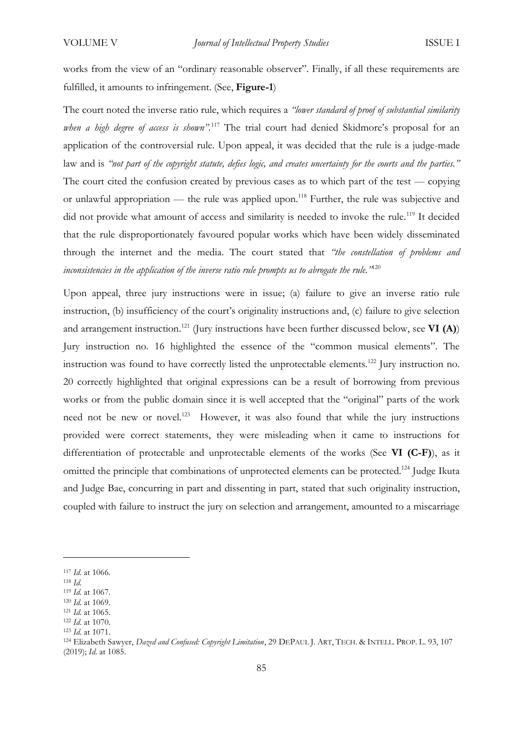works from the view of an "ordinary reasonable observer". Finally, if all these requirements are fulfilled, it amounts to infringement. (See, **Figure-1**)

The court noted the inverse ratio rule, which requires a *"lower standard of proof of substantial similarity when a high degree of access is shown"*.[117] The trial court had denied Skidmore's proposal for an application of the controversial rule. Upon appeal, it was decided that the rule is a judge-made law and is *"not part of the copyright statute, defies logic, and creates uncertainty for the courts and the parties."* The court cited the confusion created by previous cases as to which part of the test — copying or unlawful appropriation — the rule was applied upon.[118] Further, the rule was subjective and did not provide what amount of access and similarity is needed to invoke the rule.[119] It decided that the rule disproportionately favoured popular works which have been widely disseminated through the internet and the media. The court stated that *"the constellation of problems and inconsistencies in the application of the inverse ratio rule prompts us to abrogate the rule."*[120]

Upon appeal, three jury instructions were in issue; (a) failure to give an inverse ratio rule instruction, (b) insufficiency of the court's originality instructions and, (c) failure to give selection and arrangement instruction.[121] (Jury instructions have been further discussed below, see **VI (A)**) Jury instruction no. 16 highlighted the essence of the "common musical elements". The instruction was found to have correctly listed the unprotectable elements.[122] Jury instruction no. 20 correctly highlighted that original expressions can be a result of borrowing from previous works or from the public domain since it is well accepted that the "original" parts of the work need not be new or novel.[123] However, it was also found that while the jury instructions provided were correct statements, they were misleading when it came to instructions for differentiation of protectable and unprotectable elements of the works (See **VI (C-F)**), as it omitted the principle that combinations of unprotected elements can be protected.[124] Judge Ikuta and Judge Bae, concurring in part and dissenting in part, stated that such originality instruction, coupled with failure to instruct the jury on selection and arrangement, amounted to a miscarriage

---

[117] *Id*. at 1066.

[118] *Id*.

[119] *Id*. at 1067.

[120] *Id*. at 1069.

[121] *Id*. at 1065.

[122] *Id*. at 1070.

[123] *Id*. at 1071.

[124] Elizabeth Sawyer, *Dazed and Confused: Copyright Limitation*, 29 DEPAUL J. ART, TECH. & INTELL. PROP. L. 93, 107 (2019); *Id*. at 1085.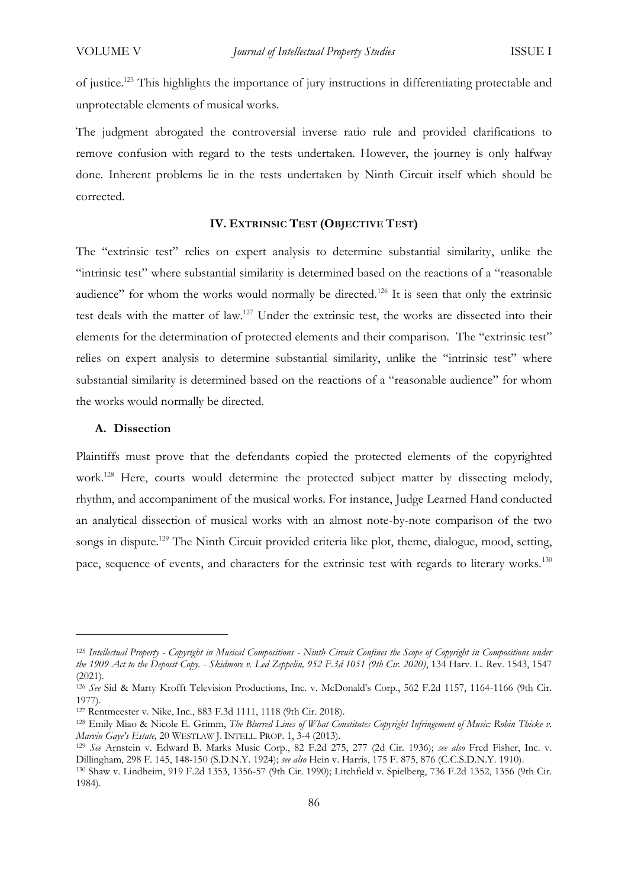of justice.[125] This highlights the importance of jury instructions in differentiating protectable and unprotectable elements of musical works.

The judgment abrogated the controversial inverse ratio rule and provided clarifications to remove confusion with regard to the tests undertaken. However, the journey is only halfway done. Inherent problems lie in the tests undertaken by Ninth Circuit itself which should be corrected.

## IV. EXTRINSIC TEST (OBJECTIVE TEST)

The "extrinsic test" relies on expert analysis to determine substantial similarity, unlike the "intrinsic test" where substantial similarity is determined based on the reactions of a "reasonable audience" for whom the works would normally be directed.[126] It is seen that only the extrinsic test deals with the matter of law.[127] Under the extrinsic test, the works are dissected into their elements for the determination of protected elements and their comparison. The "extrinsic test" relies on expert analysis to determine substantial similarity, unlike the "intrinsic test" where substantial similarity is determined based on the reactions of a "reasonable audience" for whom the works would normally be directed.

### A. Dissection

Plaintiffs must prove that the defendants copied the protected elements of the copyrighted work.[128] Here, courts would determine the protected subject matter by dissecting melody, rhythm, and accompaniment of the musical works. For instance, Judge Learned Hand conducted an analytical dissection of musical works with an almost note-by-note comparison of the two songs in dispute.[129] The Ninth Circuit provided criteria like plot, theme, dialogue, mood, setting, pace, sequence of events, and characters for the extrinsic test with regards to literary works.[130]

---

[125] *Intellectual Property - Copyright in Musical Compositions - Ninth Circuit Confines the Scope of Copyright in Compositions under the 1909 Act to the Deposit Copy. - Skidmore v. Led Zeppelin, 952 F.3d 1051 (9th Cir. 2020)*, 134 Harv. L. Rev. 1543, 1547 (2021).

[126] *See* Sid & Marty Krofft Television Productions, Inc. v. McDonald's Corp., 562 F.2d 1157, 1164-1166 (9th Cir. 1977).

[127] Rentmeester v. Nike, Inc., 883 F.3d 1111, 1118 (9th Cir. 2018).

[128] Emily Miao & Nicole E. Grimm, *The Blurred Lines of What Constitutes Copyright Infringement of Music: Robin Thicke v. Marvin Gaye's Estate,* 20 WESTLAW J. INTELL. PROP. 1, 3-4 (2013).

[129] *See* Arnstein v. Edward B. Marks Music Corp., 82 F.2d 275, 277 (2d Cir. 1936); *see also* Fred Fisher, Inc. v. Dillingham, 298 F. 145, 148-150 (S.D.N.Y. 1924); *see also* Hein v. Harris, 175 F. 875, 876 (C.C.S.D.N.Y. 1910).

[130] Shaw v. Lindheim, 919 F.2d 1353, 1356-57 (9th Cir. 1990); Litchfield v. Spielberg, 736 F.2d 1352, 1356 (9th Cir. 1984).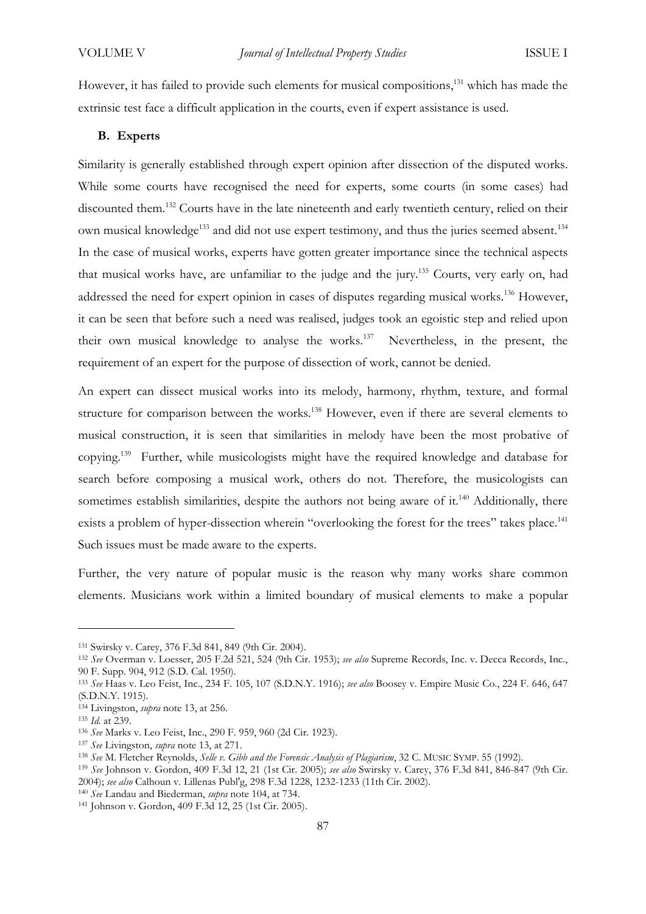However, it has failed to provide such elements for musical compositions,[131] which has made the extrinsic test face a difficult application in the courts, even if expert assistance is used.

### B. Experts

Similarity is generally established through expert opinion after dissection of the disputed works. While some courts have recognised the need for experts, some courts (in some cases) had discounted them.[132] Courts have in the late nineteenth and early twentieth century, relied on their own musical knowledge[133] and did not use expert testimony, and thus the juries seemed absent.[134] In the case of musical works, experts have gotten greater importance since the technical aspects that musical works have, are unfamiliar to the judge and the jury.[135] Courts, very early on, had addressed the need for expert opinion in cases of disputes regarding musical works.[136] However, it can be seen that before such a need was realised, judges took an egoistic step and relied upon their own musical knowledge to analyse the works.[137] Nevertheless, in the present, the requirement of an expert for the purpose of dissection of work, cannot be denied.

An expert can dissect musical works into its melody, harmony, rhythm, texture, and formal structure for comparison between the works.[138] However, even if there are several elements to musical construction, it is seen that similarities in melody have been the most probative of copying.[139] Further, while musicologists might have the required knowledge and database for search before composing a musical work, others do not. Therefore, the musicologists can sometimes establish similarities, despite the authors not being aware of it.[140] Additionally, there exists a problem of hyper-dissection wherein "overlooking the forest for the trees" takes place.[141] Such issues must be made aware to the experts.

Further, the very nature of popular music is the reason why many works share common elements. Musicians work within a limited boundary of musical elements to make a popular

---

[131] Swirsky v. Carey, 376 F.3d 841, 849 (9th Cir. 2004).

[132] *See* Overman v. Loesser, 205 F.2d 521, 524 (9th Cir. 1953); *see also* Supreme Records, Inc. v. Decca Records, Inc., 90 F. Supp. 904, 912 (S.D. Cal. 1950).

[133] *See* Haas v. Leo Feist, Inc., 234 F. 105, 107 (S.D.N.Y. 1916); *see also* Boosey v. Empire Music Co., 224 F. 646, 647 (S.D.N.Y. 1915).

[134] Livingston, *supra* note 13, at 256.

[135] *Id.* at 239.

[136] *See* Marks v. Leo Feist, Inc., 290 F. 959, 960 (2d Cir. 1923).

[137] *See* Livingston, *supra* note 13, at 271.

[138] *See* M. Fletcher Reynolds, *Selle v. Gibb and the Forensic Analysis of Plagiarism*, 32 C. MUSIC SYMP. 55 (1992).

[139] *See* Johnson v. Gordon, 409 F.3d 12, 21 (1st Cir. 2005); *see also* Swirsky v. Carey, 376 F.3d 841, 846-847 (9th Cir. 2004); *see also* Calhoun v. Lillenas Publ'g, 298 F.3d 1228, 1232-1233 (11th Cir. 2002).

[140] *See* Landau and Biederman, *supra* note 104, at 734.

[141] Johnson v. Gordon, 409 F.3d 12, 25 (1st Cir. 2005).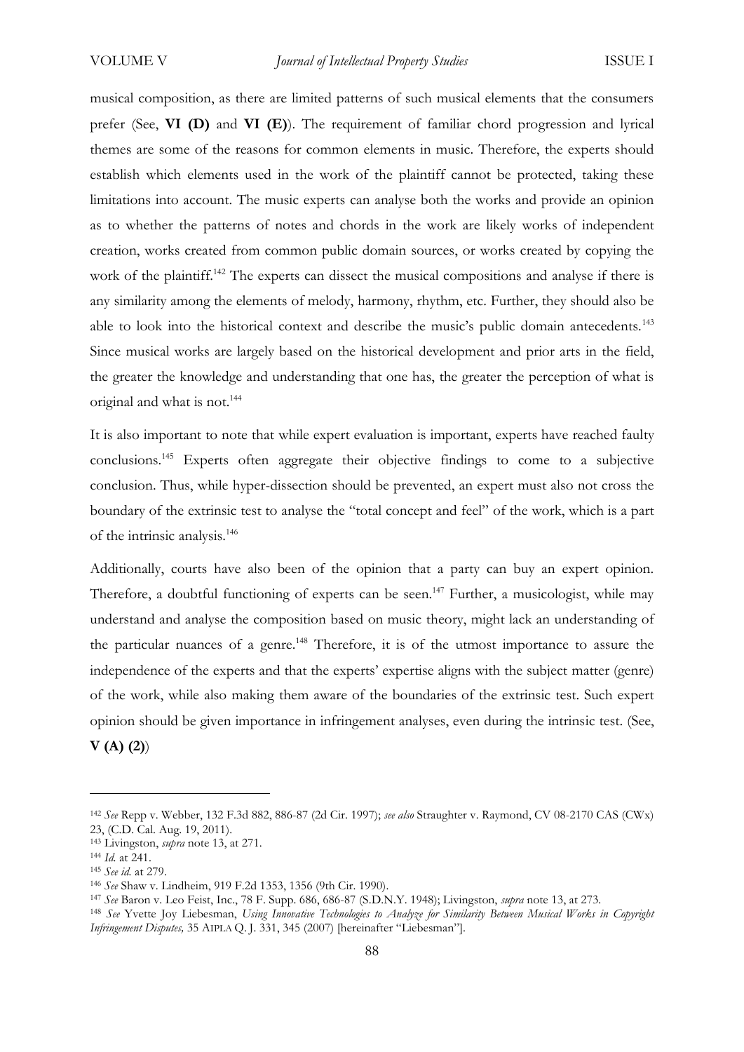musical composition, as there are limited patterns of such musical elements that the consumers prefer (See, **VI (D)** and **VI (E)**). The requirement of familiar chord progression and lyrical themes are some of the reasons for common elements in music. Therefore, the experts should establish which elements used in the work of the plaintiff cannot be protected, taking these limitations into account. The music experts can analyse both the works and provide an opinion as to whether the patterns of notes and chords in the work are likely works of independent creation, works created from common public domain sources, or works created by copying the work of the plaintiff.[142] The experts can dissect the musical compositions and analyse if there is any similarity among the elements of melody, harmony, rhythm, etc. Further, they should also be able to look into the historical context and describe the music's public domain antecedents.[143] Since musical works are largely based on the historical development and prior arts in the field, the greater the knowledge and understanding that one has, the greater the perception of what is original and what is not.[144]

It is also important to note that while expert evaluation is important, experts have reached faulty conclusions.[145] Experts often aggregate their objective findings to come to a subjective conclusion. Thus, while hyper-dissection should be prevented, an expert must also not cross the boundary of the extrinsic test to analyse the "total concept and feel" of the work, which is a part of the intrinsic analysis.[146]

Additionally, courts have also been of the opinion that a party can buy an expert opinion. Therefore, a doubtful functioning of experts can be seen.[147] Further, a musicologist, while may understand and analyse the composition based on music theory, might lack an understanding of the particular nuances of a genre.[148] Therefore, it is of the utmost importance to assure the independence of the experts and that the experts' expertise aligns with the subject matter (genre) of the work, while also making them aware of the boundaries of the extrinsic test. Such expert opinion should be given importance in infringement analyses, even during the intrinsic test. (See, **V (A) (2)**)

---

[142] *See* Repp v. Webber, 132 F.3d 882, 886-87 (2d Cir. 1997); *see also* Straughter v. Raymond, CV 08-2170 CAS (CWx) 23, (C.D. Cal. Aug. 19, 2011).

[143] Livingston, *supra* note 13, at 271.

[144] *Id.* at 241.

[145] *See id.* at 279.

[146] *See* Shaw v. Lindheim, 919 F.2d 1353, 1356 (9th Cir. 1990).

[147] *See* Baron v. Leo Feist, Inc., 78 F. Supp. 686, 686-87 (S.D.N.Y. 1948); Livingston, *supra* note 13, at 273.

[148] *See* Yvette Joy Liebesman, *Using Innovative Technologies to Analyze for Similarity Between Musical Works in Copyright Infringement Disputes,* 35 AIPLA Q. J. 331, 345 (2007) [hereinafter "Liebesman"].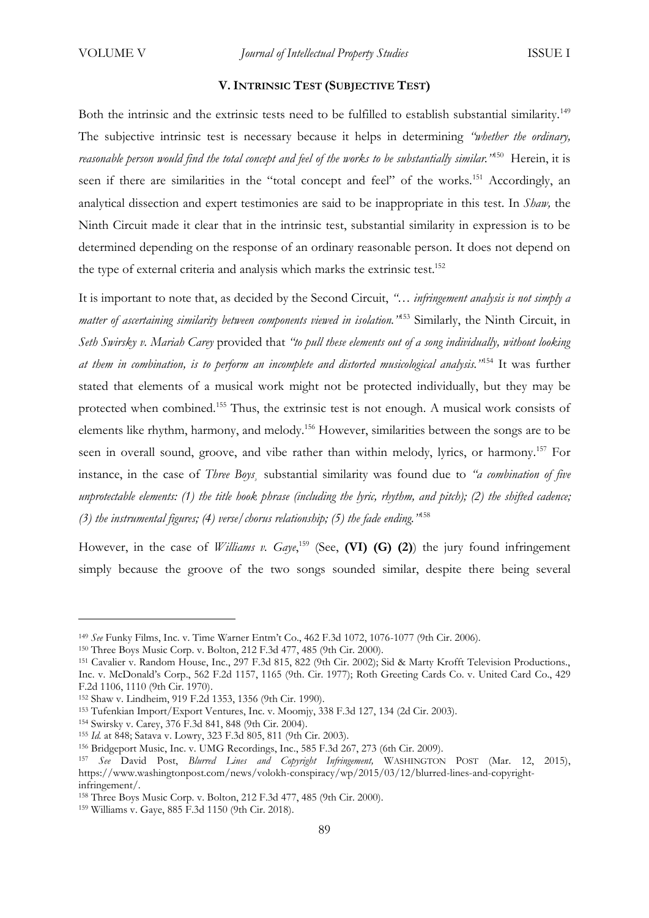## V. INTRINSIC TEST (SUBJECTIVE TEST)

Both the intrinsic and the extrinsic tests need to be fulfilled to establish substantial similarity.[149] The subjective intrinsic test is necessary because it helps in determining *"whether the ordinary, reasonable person would find the total concept and feel of the works to be substantially similar."*[150] Herein, it is seen if there are similarities in the "total concept and feel" of the works.[151] Accordingly, an analytical dissection and expert testimonies are said to be inappropriate in this test. In *Shaw,* the Ninth Circuit made it clear that in the intrinsic test, substantial similarity in expression is to be determined depending on the response of an ordinary reasonable person. It does not depend on the type of external criteria and analysis which marks the extrinsic test.[152]

It is important to note that, as decided by the Second Circuit, *"… infringement analysis is not simply a matter of ascertaining similarity between components viewed in isolation."*[153] Similarly, the Ninth Circuit, in *Seth Swirsky v. Mariah Carey* provided that *"to pull these elements out of a song individually, without looking at them in combination, is to perform an incomplete and distorted musicological analysis."*[154] It was further stated that elements of a musical work might not be protected individually, but they may be protected when combined.[155] Thus, the extrinsic test is not enough. A musical work consists of elements like rhythm, harmony, and melody.[156] However, similarities between the songs are to be seen in overall sound, groove, and vibe rather than within melody, lyrics, or harmony.[157] For instance, in the case of *Three Boys¸* substantial similarity was found due to *"a combination of five unprotectable elements: (1) the title hook phrase (including the lyric, rhythm, and pitch); (2) the shifted cadence; (3) the instrumental figures; (4) verse/chorus relationship; (5) the fade ending."*[158]

However, in the case of *Williams v. Gaye*,[159] (See, **(VI) (G) (2)**) the jury found infringement simply because the groove of the two songs sounded similar, despite there being several

---

[149] *See* Funky Films, Inc. v. Time Warner Entm't Co., 462 F.3d 1072, 1076-1077 (9th Cir. 2006).

[150] Three Boys Music Corp. v. Bolton, 212 F.3d 477, 485 (9th Cir. 2000).

[151] Cavalier v. Random House, Inc., 297 F.3d 815, 822 (9th Cir. 2002); Sid & Marty Krofft Television Productions., Inc. v. McDonald's Corp., 562 F.2d 1157, 1165 (9th. Cir. 1977); Roth Greeting Cards Co. v. United Card Co., 429 F.2d 1106, 1110 (9th Cir. 1970).

[152] Shaw v. Lindheim, 919 F.2d 1353, 1356 (9th Cir. 1990).

[153] Tufenkian Import/Export Ventures, Inc. v. Moomjy, 338 F.3d 127, 134 (2d Cir. 2003).

[154] Swirsky v. Carey, 376 F.3d 841, 848 (9th Cir. 2004).

[155] *Id.* at 848; Satava v. Lowry, 323 F.3d 805, 811 (9th Cir. 2003).

[156] Bridgeport Music, Inc. v. UMG Recordings, Inc., 585 F.3d 267, 273 (6th Cir. 2009).

[157] *See* David Post, *Blurred Lines and Copyright Infringement,* WASHINGTON POST (Mar. 12, 2015), https://www.washingtonpost.com/news/volokh-conspiracy/wp/2015/03/12/blurred-lines-and-copyright-infringement/.

[158] Three Boys Music Corp. v. Bolton, 212 F.3d 477, 485 (9th Cir. 2000).

[159] Williams v. Gaye, 885 F.3d 1150 (9th Cir. 2018).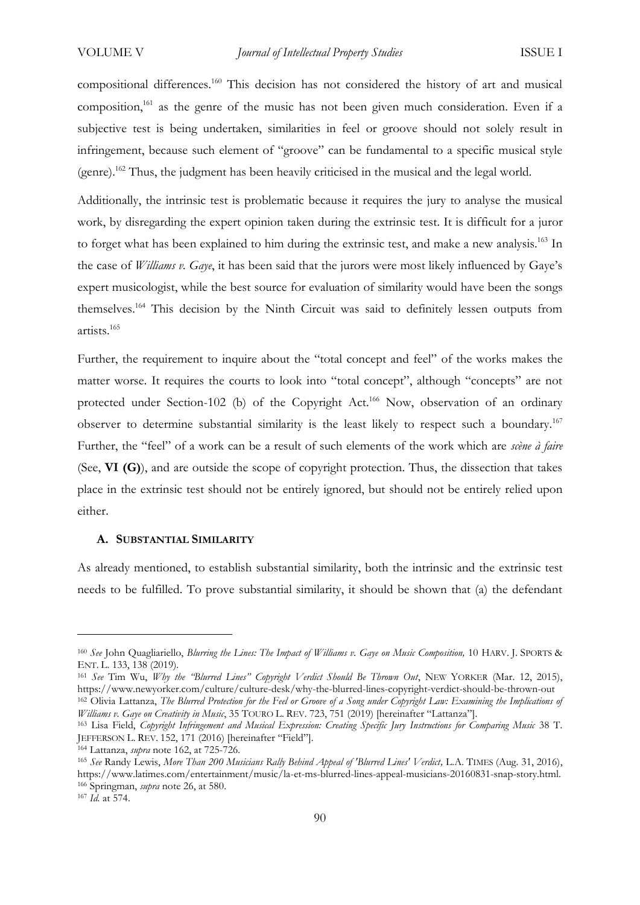compositional differences.[160] This decision has not considered the history of art and musical composition,[161] as the genre of the music has not been given much consideration. Even if a subjective test is being undertaken, similarities in feel or groove should not solely result in infringement, because such element of "groove" can be fundamental to a specific musical style (genre).[162] Thus, the judgment has been heavily criticised in the musical and the legal world.

Additionally, the intrinsic test is problematic because it requires the jury to analyse the musical work, by disregarding the expert opinion taken during the extrinsic test. It is difficult for a juror to forget what has been explained to him during the extrinsic test, and make a new analysis.[163] In the case of *Williams v. Gaye*, it has been said that the jurors were most likely influenced by Gaye's expert musicologist, while the best source for evaluation of similarity would have been the songs themselves.[164] This decision by the Ninth Circuit was said to definitely lessen outputs from artists.[165]

Further, the requirement to inquire about the "total concept and feel" of the works makes the matter worse. It requires the courts to look into "total concept", although "concepts" are not protected under Section-102 (b) of the Copyright Act.[166] Now, observation of an ordinary observer to determine substantial similarity is the least likely to respect such a boundary.[167] Further, the "feel" of a work can be a result of such elements of the work which are *scène à faire* (See, **VI (G)**), and are outside the scope of copyright protection. Thus, the dissection that takes place in the extrinsic test should not be entirely ignored, but should not be entirely relied upon either.

### A. SUBSTANTIAL SIMILARITY

As already mentioned, to establish substantial similarity, both the intrinsic and the extrinsic test needs to be fulfilled. To prove substantial similarity, it should be shown that (a) the defendant

---

[160] *See* John Quagliariello, *Blurring the Lines: The Impact of Williams v. Gaye on Music Composition,* 10 HARV. J. SPORTS & ENT. L. 133, 138 (2019).

[161] *See* Tim Wu, *Why the "Blurred Lines" Copyright Verdict Should Be Thrown Out*, NEW YORKER (Mar. 12, 2015), https://www.newyorker.com/culture/culture-desk/why-the-blurred-lines-copyright-verdict-should-be-thrown-out

[162] Olivia Lattanza, *The Blurred Protection for the Feel or Groove of a Song under Copyright Law: Examining the Implications of Williams v. Gaye on Creativity in Music*, 35 TOURO L. REV. 723, 751 (2019) [hereinafter "Lattanza"].

[163] Lisa Field, *Copyright Infringement and Musical Expression: Creating Specific Jury Instructions for Comparing Music* 38 T. JEFFERSON L. REV. 152, 171 (2016) [hereinafter "Field"].

[164] Lattanza, *supra* note 162, at 725-726.

[165] *See* Randy Lewis, *More Than 200 Musicians Rally Behind Appeal of 'Blurred Lines' Verdict,* L.A. TIMES (Aug. 31, 2016), https://www.latimes.com/entertainment/music/la-et-ms-blurred-lines-appeal-musicians-20160831-snap-story.html.

[166] Springman, *supra* note 26, at 580.

[167] *Id.* at 574.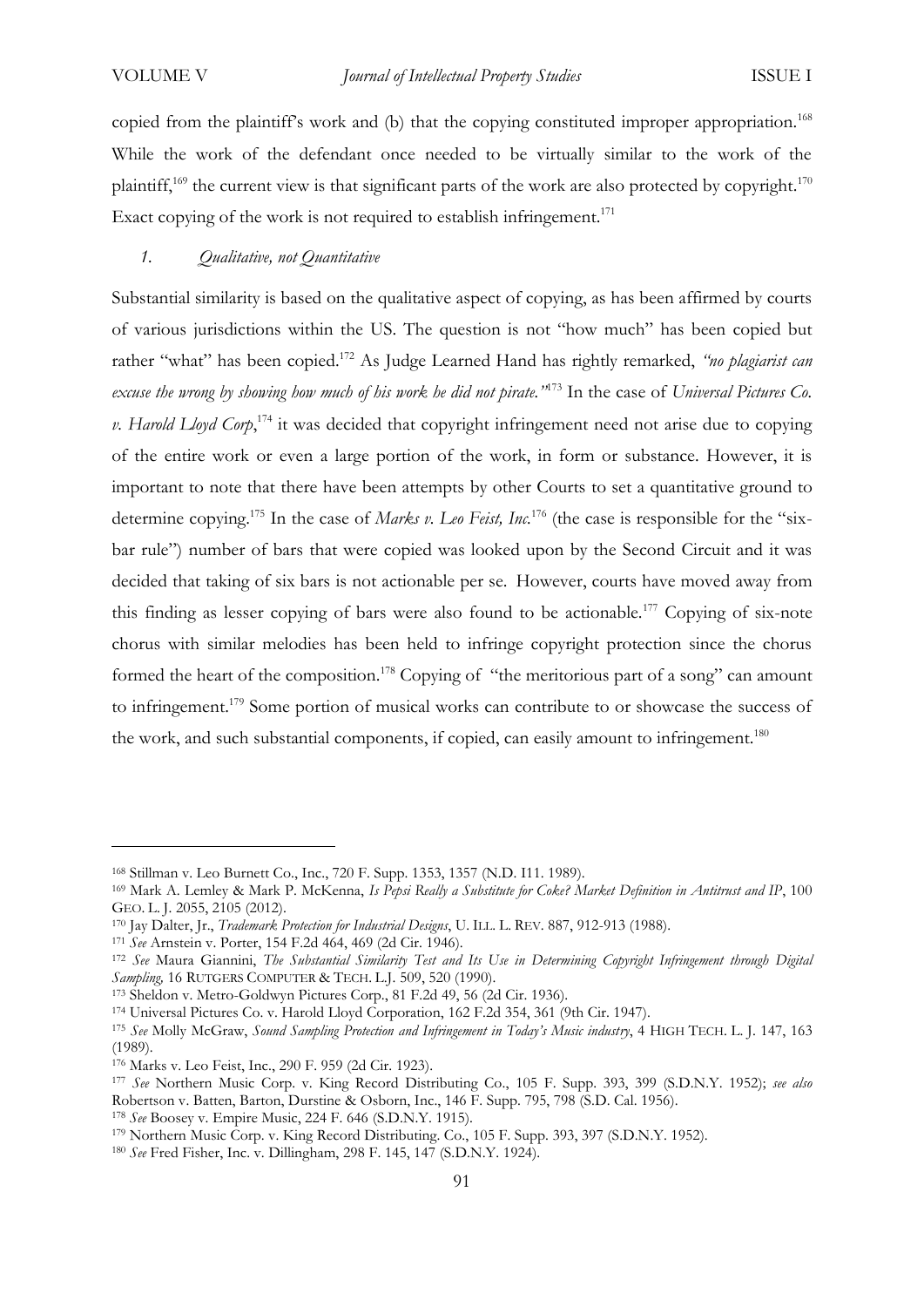copied from the plaintiff's work and (b) that the copying constituted improper appropriation.[168] While the work of the defendant once needed to be virtually similar to the work of the plaintiff,[169] the current view is that significant parts of the work are also protected by copyright.[170] Exact copying of the work is not required to establish infringement.[171]

### *1. Qualitative, not Quantitative*

Substantial similarity is based on the qualitative aspect of copying, as has been affirmed by courts of various jurisdictions within the US. The question is not "how much" has been copied but rather "what" has been copied.[172] As Judge Learned Hand has rightly remarked, *"no plagiarist can excuse the wrong by showing how much of his work he did not pirate."*[173] In the case of *Universal Pictures Co. v. Harold Lloyd Corp*,[174] it was decided that copyright infringement need not arise due to copying of the entire work or even a large portion of the work, in form or substance. However, it is important to note that there have been attempts by other Courts to set a quantitative ground to determine copying.[175] In the case of *Marks v. Leo Feist, Inc.*[176] (the case is responsible for the "six-bar rule") number of bars that were copied was looked upon by the Second Circuit and it was decided that taking of six bars is not actionable per se. However, courts have moved away from this finding as lesser copying of bars were also found to be actionable.[177] Copying of six-note chorus with similar melodies has been held to infringe copyright protection since the chorus formed the heart of the composition.[178] Copying of "the meritorious part of a song" can amount to infringement.[179] Some portion of musical works can contribute to or showcase the success of the work, and such substantial components, if copied, can easily amount to infringement.[180]

---

[168] Stillman v. Leo Burnett Co., Inc., 720 F. Supp. 1353, 1357 (N.D. I11. 1989).

[169] Mark A. Lemley & Mark P. McKenna, *Is Pepsi Really a Substitute for Coke? Market Definition in Antitrust and IP*, 100 GEO. L. J. 2055, 2105 (2012).

[170] Jay Dalter, Jr., *Trademark Protection for Industrial Designs*, U. ILL. L. REV. 887, 912-913 (1988).

[171] *See* Arnstein v. Porter, 154 F.2d 464, 469 (2d Cir. 1946).

[172] *See* Maura Giannini, *The Substantial Similarity Test and Its Use in Determining Copyright Infringement through Digital Sampling,* 16 RUTGERS COMPUTER & TECH. L.J. 509, 520 (1990).

[173] Sheldon v. Metro-Goldwyn Pictures Corp., 81 F.2d 49, 56 (2d Cir. 1936).

[174] Universal Pictures Co. v. Harold Lloyd Corporation, 162 F.2d 354, 361 (9th Cir. 1947).

[175] *See* Molly McGraw, *Sound Sampling Protection and Infringement in Today's Music industry*, 4 HIGH TECH. L. J. 147, 163 (1989).

[176] Marks v. Leo Feist, Inc., 290 F. 959 (2d Cir. 1923).

[177] *See* Northern Music Corp. v. King Record Distributing Co., 105 F. Supp. 393, 399 (S.D.N.Y. 1952); *see also* Robertson v. Batten, Barton, Durstine & Osborn, Inc., 146 F. Supp. 795, 798 (S.D. Cal. 1956).

[178] *See* Boosey v. Empire Music, 224 F. 646 (S.D.N.Y. 1915).

[179] Northern Music Corp. v. King Record Distributing. Co., 105 F. Supp. 393, 397 (S.D.N.Y. 1952).

[180] *See* Fred Fisher, Inc. v. Dillingham, 298 F. 145, 147 (S.D.N.Y. 1924).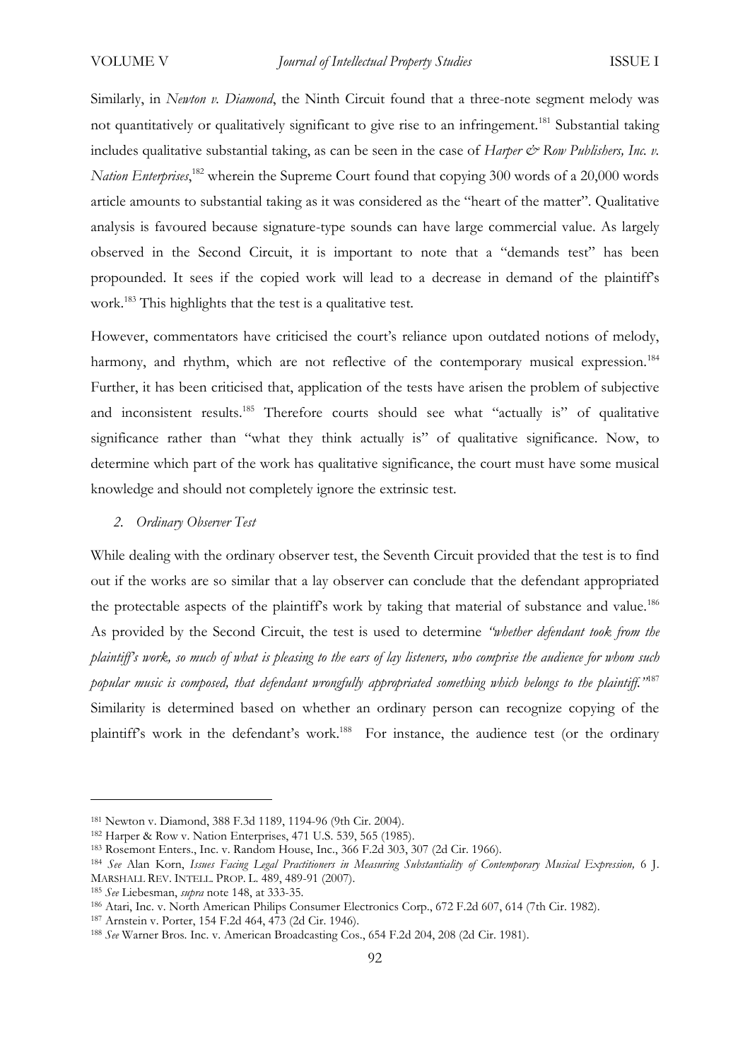Similarly, in *Newton v. Diamond*, the Ninth Circuit found that a three-note segment melody was not quantitatively or qualitatively significant to give rise to an infringement.[181] Substantial taking includes qualitative substantial taking, as can be seen in the case of *Harper & Row Publishers, Inc. v. Nation Enterprises*,[182] wherein the Supreme Court found that copying 300 words of a 20,000 words article amounts to substantial taking as it was considered as the "heart of the matter". Qualitative analysis is favoured because signature-type sounds can have large commercial value. As largely observed in the Second Circuit, it is important to note that a "demands test" has been propounded. It sees if the copied work will lead to a decrease in demand of the plaintiff's work.[183] This highlights that the test is a qualitative test.

However, commentators have criticised the court's reliance upon outdated notions of melody, harmony, and rhythm, which are not reflective of the contemporary musical expression.[184] Further, it has been criticised that, application of the tests have arisen the problem of subjective and inconsistent results.[185] Therefore courts should see what "actually is" of qualitative significance rather than "what they think actually is" of qualitative significance. Now, to determine which part of the work has qualitative significance, the court must have some musical knowledge and should not completely ignore the extrinsic test.

*2. Ordinary Observer Test*

While dealing with the ordinary observer test, the Seventh Circuit provided that the test is to find out if the works are so similar that a lay observer can conclude that the defendant appropriated the protectable aspects of the plaintiff's work by taking that material of substance and value.[186] As provided by the Second Circuit, the test is used to determine *"whether defendant took from the plaintiff's work, so much of what is pleasing to the ears of lay listeners, who comprise the audience for whom such popular music is composed, that defendant wrongfully appropriated something which belongs to the plaintiff."*[187] Similarity is determined based on whether an ordinary person can recognize copying of the plaintiff's work in the defendant's work.[188] For instance, the audience test (or the ordinary

---

[181] Newton v. Diamond, 388 F.3d 1189, 1194-96 (9th Cir. 2004).

[182] Harper & Row v. Nation Enterprises, 471 U.S. 539, 565 (1985).

[183] Rosemont Enters., Inc. v. Random House, Inc., 366 F.2d 303, 307 (2d Cir. 1966).

[184] *See* Alan Korn, *Issues Facing Legal Practitioners in Measuring Substantiality of Contemporary Musical Expression,* 6 J. MARSHALL REV. INTELL. PROP. L. 489, 489-91 (2007).

[185] *See* Liebesman, *supra* note 148, at 333-35.

[186] Atari, Inc. v. North American Philips Consumer Electronics Corp., 672 F.2d 607, 614 (7th Cir. 1982).

[187] Arnstein v. Porter, 154 F.2d 464, 473 (2d Cir. 1946).

[188] *See* Warner Bros. Inc. v. American Broadcasting Cos., 654 F.2d 204, 208 (2d Cir. 1981).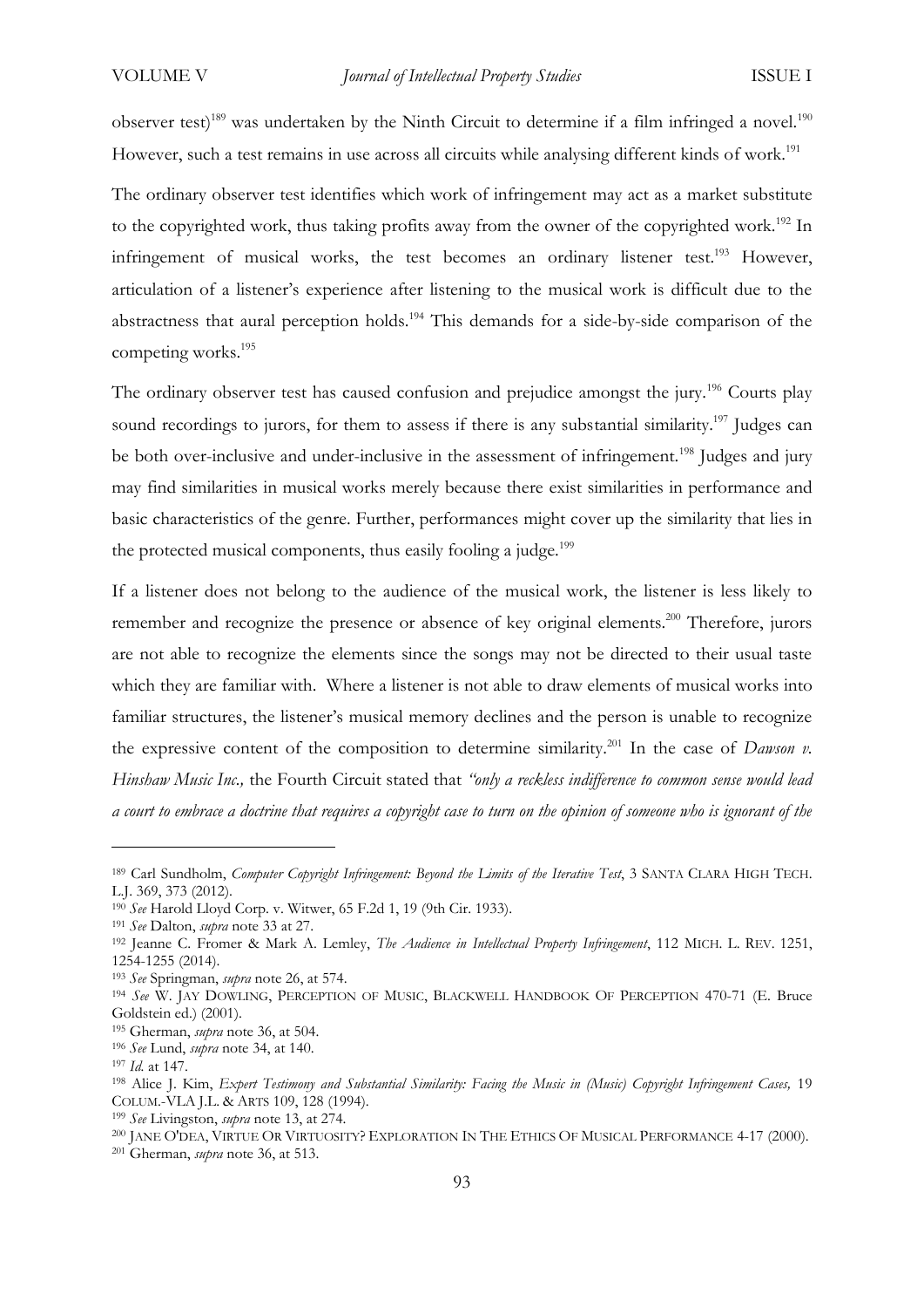observer test)[189] was undertaken by the Ninth Circuit to determine if a film infringed a novel.[190] However, such a test remains in use across all circuits while analysing different kinds of work.[191]

The ordinary observer test identifies which work of infringement may act as a market substitute to the copyrighted work, thus taking profits away from the owner of the copyrighted work.[192] In infringement of musical works, the test becomes an ordinary listener test.[193] However, articulation of a listener's experience after listening to the musical work is difficult due to the abstractness that aural perception holds.[194] This demands for a side-by-side comparison of the competing works.[195]

The ordinary observer test has caused confusion and prejudice amongst the jury.[196] Courts play sound recordings to jurors, for them to assess if there is any substantial similarity.[197] Judges can be both over-inclusive and under-inclusive in the assessment of infringement.[198] Judges and jury may find similarities in musical works merely because there exist similarities in performance and basic characteristics of the genre. Further, performances might cover up the similarity that lies in the protected musical components, thus easily fooling a judge.[199]

If a listener does not belong to the audience of the musical work, the listener is less likely to remember and recognize the presence or absence of key original elements.[200] Therefore, jurors are not able to recognize the elements since the songs may not be directed to their usual taste which they are familiar with. Where a listener is not able to draw elements of musical works into familiar structures, the listener's musical memory declines and the person is unable to recognize the expressive content of the composition to determine similarity.[201] In the case of *Dawson v. Hinshaw Music Inc.,* the Fourth Circuit stated that *"only a reckless indifference to common sense would lead a court to embrace a doctrine that requires a copyright case to turn on the opinion of someone who is ignorant of the*

---

[189] Carl Sundholm, *Computer Copyright Infringement: Beyond the Limits of the Iterative Test*, 3 SANTA CLARA HIGH TECH. L.J. 369, 373 (2012).

[190] *See* Harold Lloyd Corp. v. Witwer, 65 F.2d 1, 19 (9th Cir. 1933).

[191] *See* Dalton, *supra* note 33 at 27.

[192] Jeanne C. Fromer & Mark A. Lemley, *The Audience in Intellectual Property Infringement*, 112 MICH. L. REV. 1251, 1254-1255 (2014).

[193] *See* Springman, *supra* note 26, at 574.

[194] *See* W. JAY DOWLING, PERCEPTION OF MUSIC, BLACKWELL HANDBOOK OF PERCEPTION 470-71 (E. Bruce Goldstein ed.) (2001).

[195] Gherman, *supra* note 36, at 504.

[196] *See* Lund, *supra* note 34, at 140.

[197] *Id.* at 147.

[198] Alice J. Kim, *Expert Testimony and Substantial Similarity: Facing the Music in (Music) Copyright Infringement Cases,* 19 COLUM.-VLA J.L. & ARTS 109, 128 (1994).

[199] *See* Livingston, *supra* note 13, at 274.

[200] JANE O'DEA, VIRTUE OR VIRTUOSITY? EXPLORATION IN THE ETHICS OF MUSICAL PERFORMANCE 4-17 (2000).

[201] Gherman, *supra* note 36, at 513.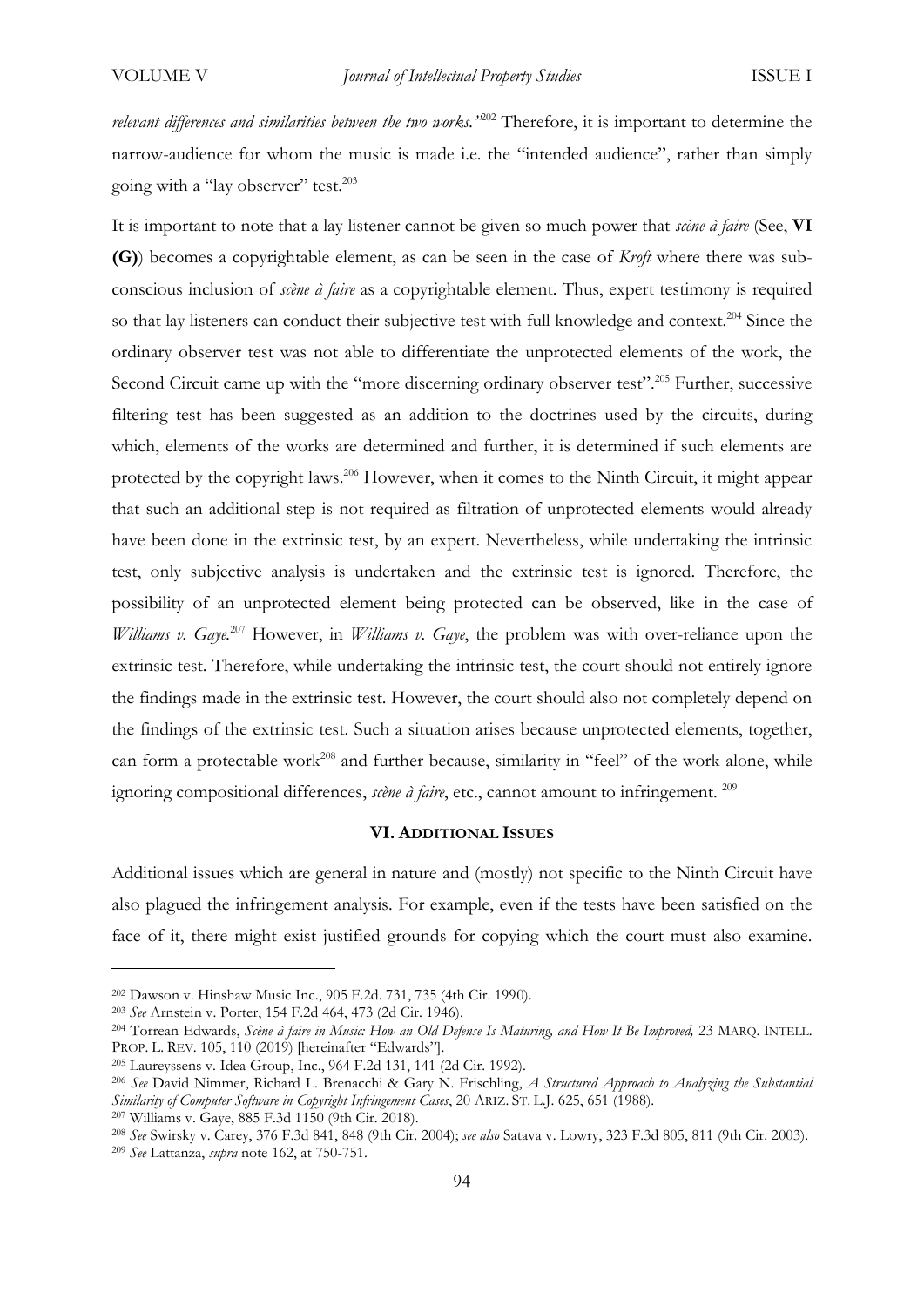*relevant differences and similarities between the two works."*[202] Therefore, it is important to determine the narrow-audience for whom the music is made i.e. the "intended audience", rather than simply going with a "lay observer" test.[203]

It is important to note that a lay listener cannot be given so much power that *scène à faire* (See, **VI (G)**) becomes a copyrightable element, as can be seen in the case of *Kroft* where there was sub-conscious inclusion of *scène à faire* as a copyrightable element. Thus, expert testimony is required so that lay listeners can conduct their subjective test with full knowledge and context.[204] Since the ordinary observer test was not able to differentiate the unprotected elements of the work, the Second Circuit came up with the "more discerning ordinary observer test".[205] Further, successive filtering test has been suggested as an addition to the doctrines used by the circuits, during which, elements of the works are determined and further, it is determined if such elements are protected by the copyright laws.[206] However, when it comes to the Ninth Circuit, it might appear that such an additional step is not required as filtration of unprotected elements would already have been done in the extrinsic test, by an expert. Nevertheless, while undertaking the intrinsic test, only subjective analysis is undertaken and the extrinsic test is ignored. Therefore, the possibility of an unprotected element being protected can be observed, like in the case of *Williams v. Gaye.*[207] However, in *Williams v. Gaye*, the problem was with over-reliance upon the extrinsic test. Therefore, while undertaking the intrinsic test, the court should not entirely ignore the findings made in the extrinsic test. However, the court should also not completely depend on the findings of the extrinsic test. Such a situation arises because unprotected elements, together, can form a protectable work[208] and further because, similarity in "feel" of the work alone, while ignoring compositional differences, *scène à faire*, etc., cannot amount to infringement. [209]

## VI. ADDITIONAL ISSUES

Additional issues which are general in nature and (mostly) not specific to the Ninth Circuit have also plagued the infringement analysis. For example, even if the tests have been satisfied on the face of it, there might exist justified grounds for copying which the court must also examine.

---

[202] Dawson v. Hinshaw Music Inc., 905 F.2d. 731, 735 (4th Cir. 1990).

[203] *See* Arnstein v. Porter, 154 F.2d 464, 473 (2d Cir. 1946).

[204] Torrean Edwards, *Scène à faire in Music: How an Old Defense Is Maturing, and How It Be Improved,* 23 MARQ. INTELL. PROP. L. REV. 105, 110 (2019) [hereinafter "Edwards"].

[205] Laureyssens v. Idea Group, Inc., 964 F.2d 131, 141 (2d Cir. 1992).

[206] *See* David Nimmer, Richard L. Brenacchi & Gary N. Frischling, *A Structured Approach to Analyzing the Substantial Similarity of Computer Software in Copyright Infringement Cases*, 20 ARIZ. ST. L.J. 625, 651 (1988).

[207] Williams v. Gaye, 885 F.3d 1150 (9th Cir. 2018).

[208] *See* Swirsky v. Carey, 376 F.3d 841, 848 (9th Cir. 2004); *see also* Satava v. Lowry, 323 F.3d 805, 811 (9th Cir. 2003).

[209] *See* Lattanza, *supra* note 162, at 750-751.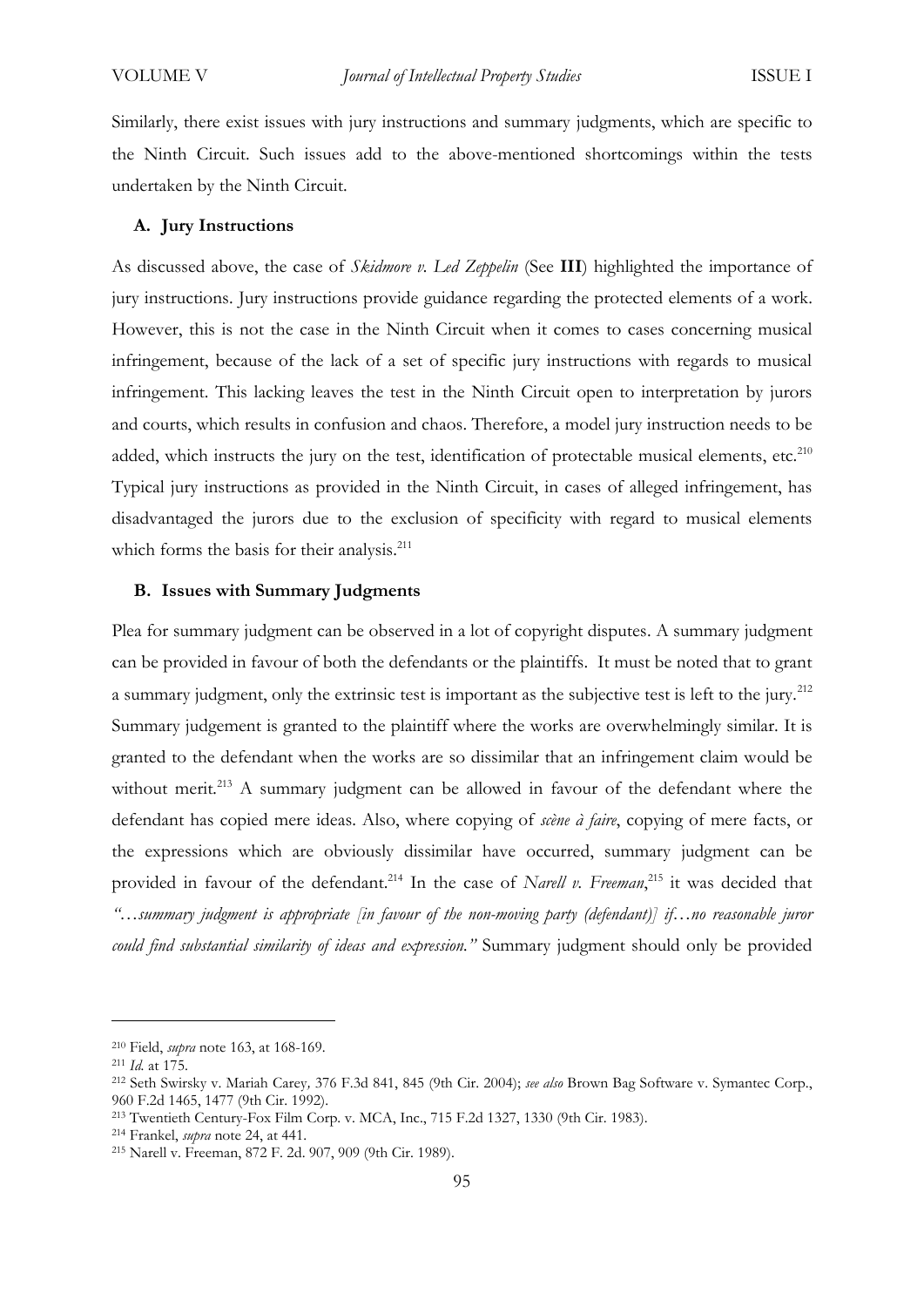Similarly, there exist issues with jury instructions and summary judgments, which are specific to the Ninth Circuit. Such issues add to the above-mentioned shortcomings within the tests undertaken by the Ninth Circuit.

### A. Jury Instructions

As discussed above, the case of *Skidmore v. Led Zeppelin* (See **III**) highlighted the importance of jury instructions. Jury instructions provide guidance regarding the protected elements of a work. However, this is not the case in the Ninth Circuit when it comes to cases concerning musical infringement, because of the lack of a set of specific jury instructions with regards to musical infringement. This lacking leaves the test in the Ninth Circuit open to interpretation by jurors and courts, which results in confusion and chaos. Therefore, a model jury instruction needs to be added, which instructs the jury on the test, identification of protectable musical elements, etc.[210] Typical jury instructions as provided in the Ninth Circuit, in cases of alleged infringement, has disadvantaged the jurors due to the exclusion of specificity with regard to musical elements which forms the basis for their analysis.[211]

### B. Issues with Summary Judgments

Plea for summary judgment can be observed in a lot of copyright disputes. A summary judgment can be provided in favour of both the defendants or the plaintiffs. It must be noted that to grant a summary judgment, only the extrinsic test is important as the subjective test is left to the jury.[212] Summary judgement is granted to the plaintiff where the works are overwhelmingly similar. It is granted to the defendant when the works are so dissimilar that an infringement claim would be without merit.[213] A summary judgment can be allowed in favour of the defendant where the defendant has copied mere ideas. Also, where copying of *scène à faire*, copying of mere facts, or the expressions which are obviously dissimilar have occurred, summary judgment can be provided in favour of the defendant.[214] In the case of *Narell v. Freeman*,[215] it was decided that *"…summary judgment is appropriate [in favour of the non-moving party (defendant)] if…no reasonable juror could find substantial similarity of ideas and expression."* Summary judgment should only be provided

---

[210] Field, *supra* note 163, at 168-169.

[211] *Id.* at 175.

[212] Seth Swirsky v. Mariah Carey*,* 376 F.3d 841, 845 (9th Cir. 2004); *see also* Brown Bag Software v. Symantec Corp., 960 F.2d 1465, 1477 (9th Cir. 1992).

[213] Twentieth Century-Fox Film Corp. v. MCA, Inc., 715 F.2d 1327, 1330 (9th Cir. 1983).

[214] Frankel, *supra* note 24, at 441.

[215] Narell v. Freeman, 872 F. 2d. 907, 909 (9th Cir. 1989).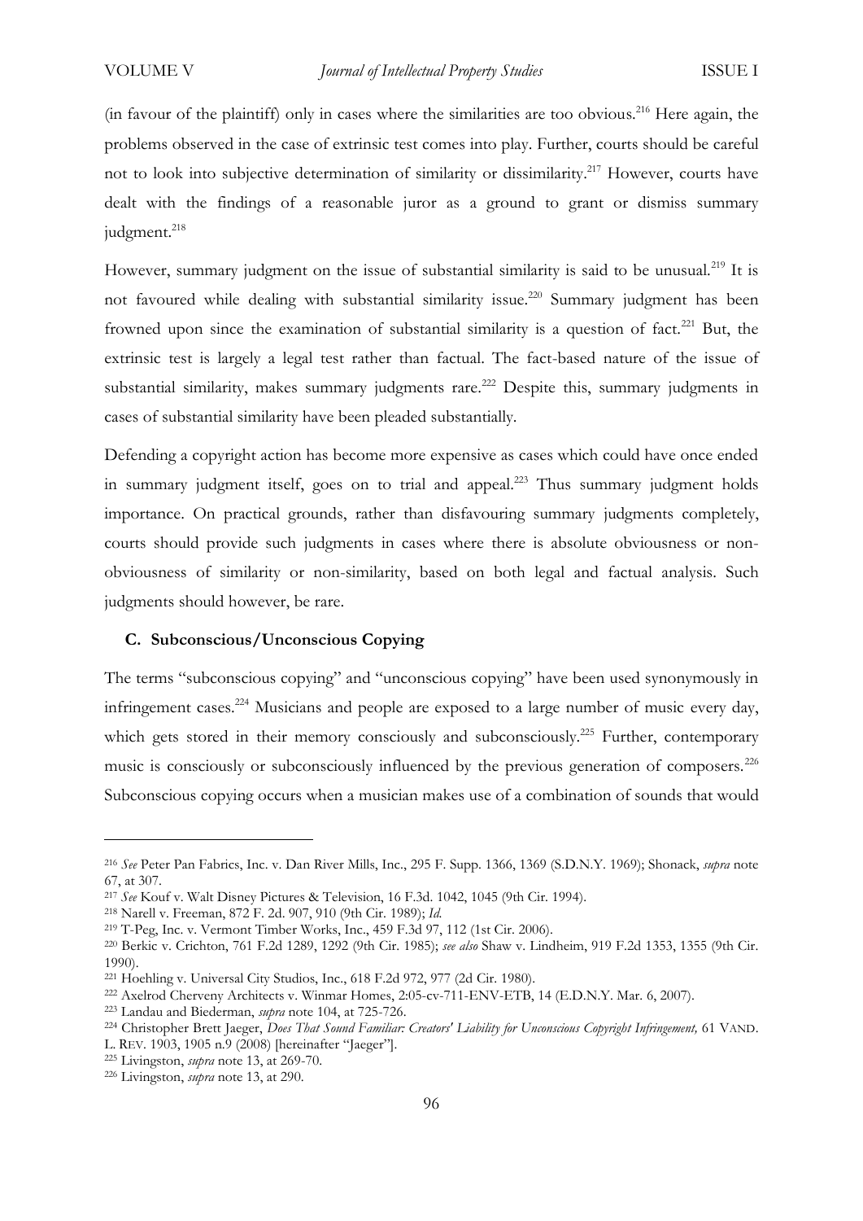(in favour of the plaintiff) only in cases where the similarities are too obvious.[216] Here again, the problems observed in the case of extrinsic test comes into play. Further, courts should be careful not to look into subjective determination of similarity or dissimilarity.[217] However, courts have dealt with the findings of a reasonable juror as a ground to grant or dismiss summary judgment.[218]

However, summary judgment on the issue of substantial similarity is said to be unusual.[219] It is not favoured while dealing with substantial similarity issue.[220] Summary judgment has been frowned upon since the examination of substantial similarity is a question of fact.[221] But, the extrinsic test is largely a legal test rather than factual. The fact-based nature of the issue of substantial similarity, makes summary judgments rare.[222] Despite this, summary judgments in cases of substantial similarity have been pleaded substantially.

Defending a copyright action has become more expensive as cases which could have once ended in summary judgment itself, goes on to trial and appeal.[223] Thus summary judgment holds importance. On practical grounds, rather than disfavouring summary judgments completely, courts should provide such judgments in cases where there is absolute obviousness or non-obviousness of similarity or non-similarity, based on both legal and factual analysis. Such judgments should however, be rare.

### C. Subconscious/Unconscious Copying

The terms "subconscious copying" and "unconscious copying" have been used synonymously in infringement cases.[224] Musicians and people are exposed to a large number of music every day, which gets stored in their memory consciously and subconsciously.[225] Further, contemporary music is consciously or subconsciously influenced by the previous generation of composers.[226] Subconscious copying occurs when a musician makes use of a combination of sounds that would

---

[216] *See* Peter Pan Fabrics, Inc. v. Dan River Mills, Inc., 295 F. Supp. 1366, 1369 (S.D.N.Y. 1969); Shonack, *supra* note 67, at 307.

[217] *See* Kouf v. Walt Disney Pictures & Television, 16 F.3d. 1042, 1045 (9th Cir. 1994).

[218] Narell v. Freeman, 872 F. 2d. 907, 910 (9th Cir. 1989); *Id.*

[219] T-Peg, Inc. v. Vermont Timber Works, Inc., 459 F.3d 97, 112 (1st Cir. 2006).

[220] Berkic v. Crichton, 761 F.2d 1289, 1292 (9th Cir. 1985); *see also* Shaw v. Lindheim, 919 F.2d 1353, 1355 (9th Cir. 1990).

[221] Hoehling v. Universal City Studios, Inc., 618 F.2d 972, 977 (2d Cir. 1980).

[222] Axelrod Cherveny Architects v. Winmar Homes, 2:05-cv-711-ENV-ETB, 14 (E.D.N.Y. Mar. 6, 2007).

[223] Landau and Biederman, *supra* note 104, at 725-726.

[224] Christopher Brett Jaeger, *Does That Sound Familiar: Creators' Liability for Unconscious Copyright Infringement,* 61 VAND. L. REV. 1903, 1905 n.9 (2008) [hereinafter "Jaeger"].

[225] Livingston, *supra* note 13, at 269-70.

[226] Livingston, *supra* note 13, at 290.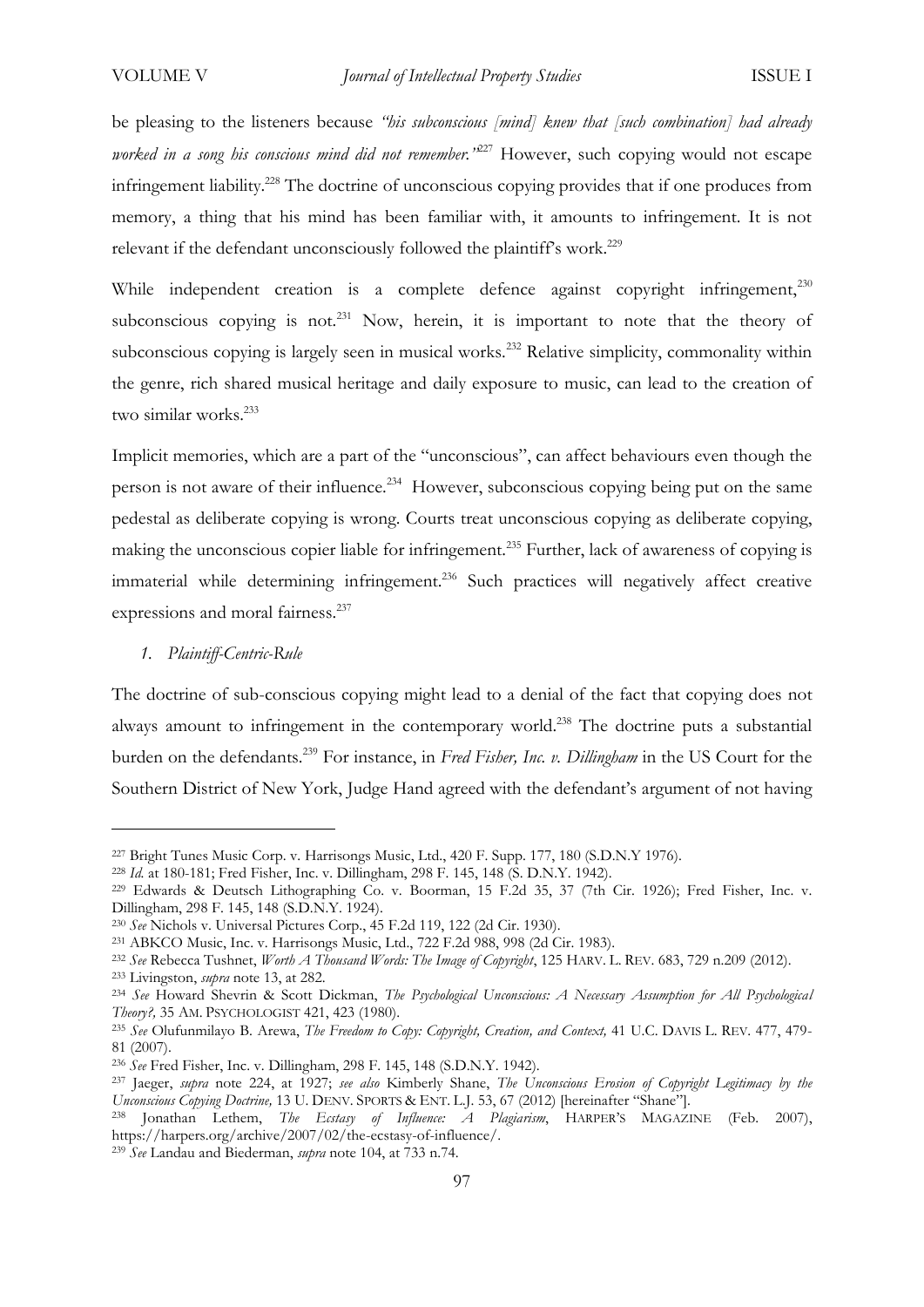be pleasing to the listeners because *"his subconscious [mind] knew that [such combination] had already worked in a song his conscious mind did not remember."*[227] However, such copying would not escape infringement liability.[228] The doctrine of unconscious copying provides that if one produces from memory, a thing that his mind has been familiar with, it amounts to infringement. It is not relevant if the defendant unconsciously followed the plaintiff's work.[229]

While independent creation is a complete defence against copyright infringement,[230] subconscious copying is not.[231] Now, herein, it is important to note that the theory of subconscious copying is largely seen in musical works.[232] Relative simplicity, commonality within the genre, rich shared musical heritage and daily exposure to music, can lead to the creation of two similar works.[233]

Implicit memories, which are a part of the "unconscious", can affect behaviours even though the person is not aware of their influence.[234] However, subconscious copying being put on the same pedestal as deliberate copying is wrong. Courts treat unconscious copying as deliberate copying, making the unconscious copier liable for infringement.[235] Further, lack of awareness of copying is immaterial while determining infringement.[236] Such practices will negatively affect creative expressions and moral fairness.[237]

*1. Plaintiff-Centric-Rule*

The doctrine of sub-conscious copying might lead to a denial of the fact that copying does not always amount to infringement in the contemporary world.[238] The doctrine puts a substantial burden on the defendants.[239] For instance, in *Fred Fisher, Inc. v. Dillingham* in the US Court for the Southern District of New York, Judge Hand agreed with the defendant's argument of not having

---

[227] Bright Tunes Music Corp. v. Harrisongs Music, Ltd., 420 F. Supp. 177, 180 (S.D.N.Y 1976).

[228] *Id.* at 180-181; Fred Fisher, Inc. v. Dillingham, 298 F. 145, 148 (S. D.N.Y. 1942).

[229] Edwards & Deutsch Lithographing Co. v. Boorman, 15 F.2d 35, 37 (7th Cir. 1926); Fred Fisher, Inc. v. Dillingham, 298 F. 145, 148 (S.D.N.Y. 1924).

[230] *See* Nichols v. Universal Pictures Corp., 45 F.2d 119, 122 (2d Cir. 1930).

[231] ABKCO Music, Inc. v. Harrisongs Music, Ltd., 722 F.2d 988, 998 (2d Cir. 1983).

[232] *See* Rebecca Tushnet, *Worth A Thousand Words: The Image of Copyright*, 125 HARV. L. REV. 683, 729 n.209 (2012).

[233] Livingston, *supra* note 13, at 282.

[234] *See* Howard Shevrin & Scott Dickman, *The Psychological Unconscious: A Necessary Assumption for All Psychological Theory?,* 35 AM. PSYCHOLOGIST 421, 423 (1980).

[235] *See* Olufunmilayo B. Arewa, *The Freedom to Copy: Copyright, Creation, and Context,* 41 U.C. DAVIS L. REV. 477, 479-81 (2007).

[236] *See* Fred Fisher, Inc. v. Dillingham, 298 F. 145, 148 (S.D.N.Y. 1942).

[237] Jaeger, *supra* note 224, at 1927; *see also* Kimberly Shane, *The Unconscious Erosion of Copyright Legitimacy by the Unconscious Copying Doctrine,* 13 U. DENV. SPORTS & ENT. L.J. 53, 67 (2012) [hereinafter "Shane"].

[238] Jonathan Lethem, *The Ecstasy of Influence: A Plagiarism*, HARPER'S MAGAZINE (Feb. 2007), https://harpers.org/archive/2007/02/the-ecstasy-of-influence/.

[239] *See* Landau and Biederman, *supra* note 104, at 733 n.74.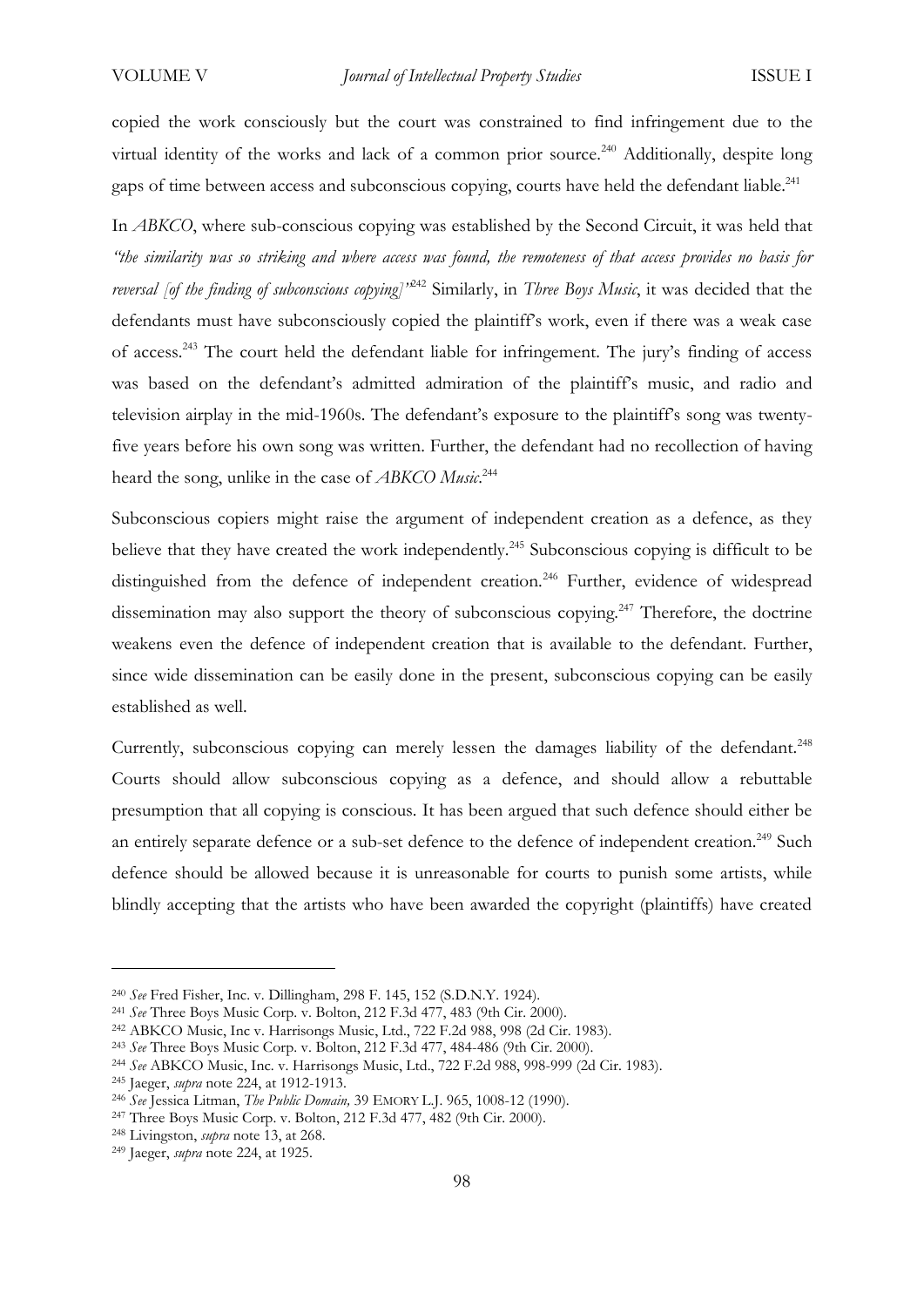copied the work consciously but the court was constrained to find infringement due to the virtual identity of the works and lack of a common prior source.[240] Additionally, despite long gaps of time between access and subconscious copying, courts have held the defendant liable.[241]

In *ABKCO*, where sub-conscious copying was established by the Second Circuit, it was held that *"the similarity was so striking and where access was found, the remoteness of that access provides no basis for reversal [of the finding of subconscious copying]"*[242] Similarly, in *Three Boys Music*, it was decided that the defendants must have subconsciously copied the plaintiff's work, even if there was a weak case of access.[243] The court held the defendant liable for infringement. The jury's finding of access was based on the defendant's admitted admiration of the plaintiff's music, and radio and television airplay in the mid-1960s. The defendant's exposure to the plaintiff's song was twenty-five years before his own song was written. Further, the defendant had no recollection of having heard the song, unlike in the case of *ABKCO Music*.[244]

Subconscious copiers might raise the argument of independent creation as a defence, as they believe that they have created the work independently.[245] Subconscious copying is difficult to be distinguished from the defence of independent creation.[246] Further, evidence of widespread dissemination may also support the theory of subconscious copying.[247] Therefore, the doctrine weakens even the defence of independent creation that is available to the defendant. Further, since wide dissemination can be easily done in the present, subconscious copying can be easily established as well.

Currently, subconscious copying can merely lessen the damages liability of the defendant.[248] Courts should allow subconscious copying as a defence, and should allow a rebuttable presumption that all copying is conscious. It has been argued that such defence should either be an entirely separate defence or a sub-set defence to the defence of independent creation.[249] Such defence should be allowed because it is unreasonable for courts to punish some artists, while blindly accepting that the artists who have been awarded the copyright (plaintiffs) have created

---

[240] *See* Fred Fisher, Inc. v. Dillingham, 298 F. 145, 152 (S.D.N.Y. 1924).

[241] *See* Three Boys Music Corp. v. Bolton, 212 F.3d 477, 483 (9th Cir. 2000).

[242] ABKCO Music, Inc v. Harrisongs Music, Ltd., 722 F.2d 988, 998 (2d Cir. 1983).

[243] *See* Three Boys Music Corp. v. Bolton, 212 F.3d 477, 484-486 (9th Cir. 2000).

[244] *See* ABKCO Music, Inc. v. Harrisongs Music, Ltd., 722 F.2d 988, 998-999 (2d Cir. 1983).

[245] Jaeger, *supra* note 224, at 1912-1913.

[246] *See* Jessica Litman, *The Public Domain,* 39 EMORY L.J. 965, 1008-12 (1990).

[247] Three Boys Music Corp. v. Bolton, 212 F.3d 477, 482 (9th Cir. 2000).

[248] Livingston, *supra* note 13, at 268.

[249] Jaeger, *supra* note 224, at 1925.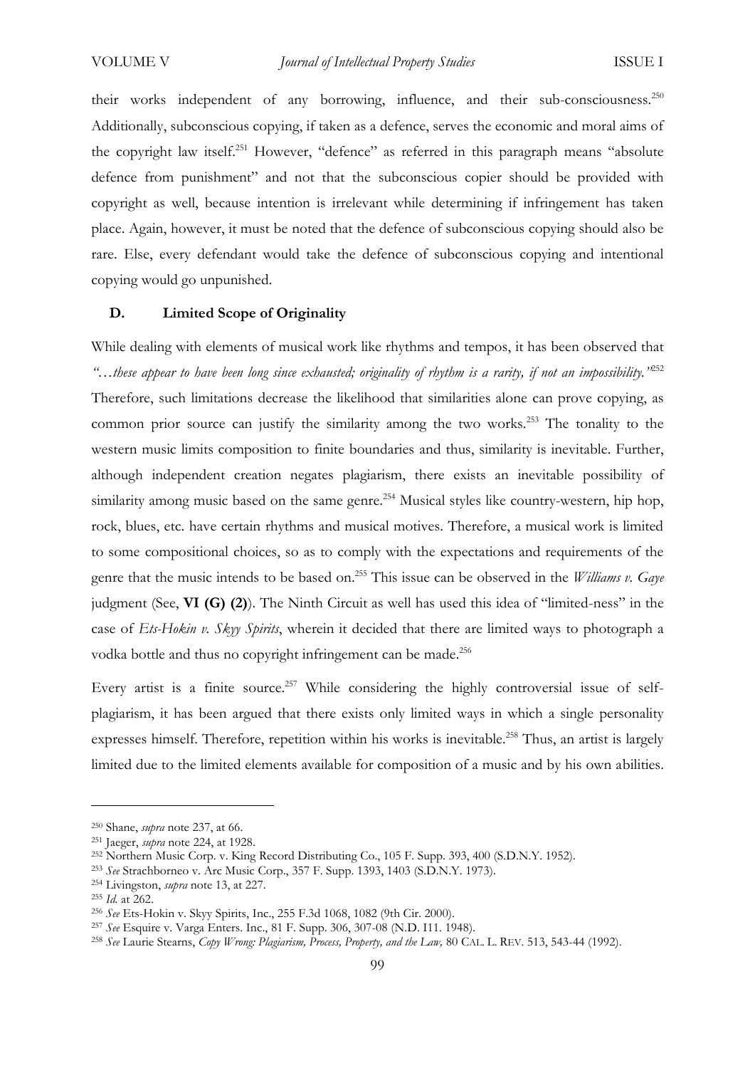their works independent of any borrowing, influence, and their sub-consciousness.[250] Additionally, subconscious copying, if taken as a defence, serves the economic and moral aims of the copyright law itself.[251] However, "defence" as referred in this paragraph means "absolute defence from punishment" and not that the subconscious copier should be provided with copyright as well, because intention is irrelevant while determining if infringement has taken place. Again, however, it must be noted that the defence of subconscious copying should also be rare. Else, every defendant would take the defence of subconscious copying and intentional copying would go unpunished.

### D. Limited Scope of Originality

While dealing with elements of musical work like rhythms and tempos, it has been observed that *"…these appear to have been long since exhausted; originality of rhythm is a rarity, if not an impossibility."*[252] Therefore, such limitations decrease the likelihood that similarities alone can prove copying, as common prior source can justify the similarity among the two works.[253] The tonality to the western music limits composition to finite boundaries and thus, similarity is inevitable. Further, although independent creation negates plagiarism, there exists an inevitable possibility of similarity among music based on the same genre.[254] Musical styles like country-western, hip hop, rock, blues, etc. have certain rhythms and musical motives. Therefore, a musical work is limited to some compositional choices, so as to comply with the expectations and requirements of the genre that the music intends to be based on.[255] This issue can be observed in the *Williams v. Gaye* judgment (See, **VI (G) (2)**). The Ninth Circuit as well has used this idea of "limited-ness" in the case of *Ets-Hokin v. Skyy Spirits*, wherein it decided that there are limited ways to photograph a vodka bottle and thus no copyright infringement can be made.[256]

Every artist is a finite source.[257] While considering the highly controversial issue of self-plagiarism, it has been argued that there exists only limited ways in which a single personality expresses himself. Therefore, repetition within his works is inevitable.[258] Thus, an artist is largely limited due to the limited elements available for composition of a music and by his own abilities.

---

[250] Shane, *supra* note 237, at 66.

[251] Jaeger, *supra* note 224, at 1928.

[252] Northern Music Corp. v. King Record Distributing Co., 105 F. Supp. 393, 400 (S.D.N.Y. 1952).

[253] *See* Strachborneo v. Arc Music Corp., 357 F. Supp. 1393, 1403 (S.D.N.Y. 1973).

[254] Livingston, *supra* note 13, at 227.

[255] *Id.* at 262.

[256] *See* Ets-Hokin v. Skyy Spirits, Inc., 255 F.3d 1068, 1082 (9th Cir. 2000).

[257] *See* Esquire v. Varga Enters. Inc., 81 F. Supp. 306, 307-08 (N.D. I11. 1948).

[258] *See* Laurie Stearns, *Copy Wrong: Plagiarism, Process, Property, and the Law,* 80 CAL. L. REV. 513, 543-44 (1992).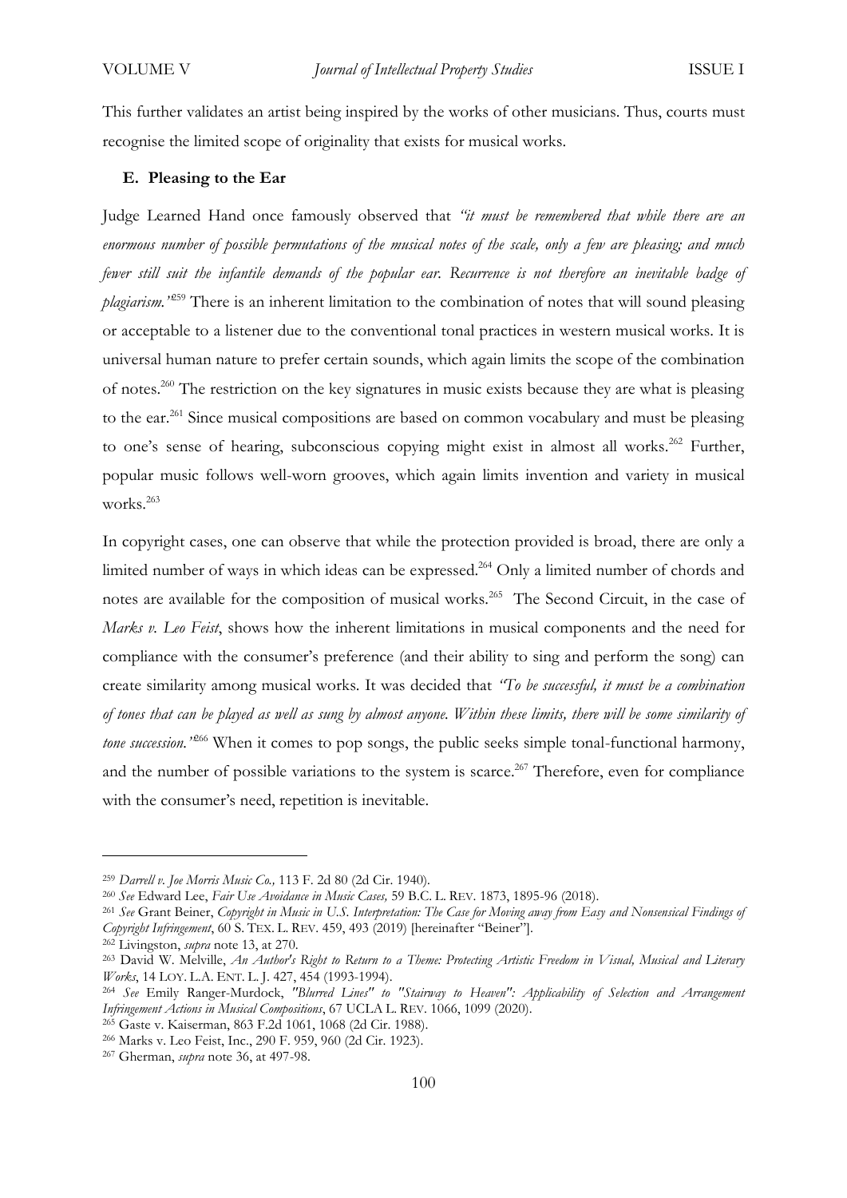This further validates an artist being inspired by the works of other musicians. Thus, courts must recognise the limited scope of originality that exists for musical works.

### E. Pleasing to the Ear

Judge Learned Hand once famously observed that *"it must be remembered that while there are an enormous number of possible permutations of the musical notes of the scale, only a few are pleasing; and much fewer still suit the infantile demands of the popular ear. Recurrence is not therefore an inevitable badge of plagiarism."*[259] There is an inherent limitation to the combination of notes that will sound pleasing or acceptable to a listener due to the conventional tonal practices in western musical works. It is universal human nature to prefer certain sounds, which again limits the scope of the combination of notes.[260] The restriction on the key signatures in music exists because they are what is pleasing to the ear.[261] Since musical compositions are based on common vocabulary and must be pleasing to one's sense of hearing, subconscious copying might exist in almost all works.[262] Further, popular music follows well-worn grooves, which again limits invention and variety in musical works.[263]

In copyright cases, one can observe that while the protection provided is broad, there are only a limited number of ways in which ideas can be expressed.[264] Only a limited number of chords and notes are available for the composition of musical works.[265] The Second Circuit, in the case of *Marks v. Leo Feist*, shows how the inherent limitations in musical components and the need for compliance with the consumer's preference (and their ability to sing and perform the song) can create similarity among musical works. It was decided that *"To be successful, it must be a combination of tones that can be played as well as sung by almost anyone. Within these limits, there will be some similarity of tone succession."*[266] When it comes to pop songs, the public seeks simple tonal-functional harmony, and the number of possible variations to the system is scarce.[267] Therefore, even for compliance with the consumer's need, repetition is inevitable.

---

[259] *Darrell v. Joe Morris Music Co.,* 113 F. 2d 80 (2d Cir. 1940).

[260] *See* Edward Lee, *Fair Use Avoidance in Music Cases,* 59 B.C. L. REV. 1873, 1895-96 (2018).

[261] *See* Grant Beiner, *Copyright in Music in U.S. Interpretation: The Case for Moving away from Easy and Nonsensical Findings of Copyright Infringement*, 60 S. TEX. L. REV. 459, 493 (2019) [hereinafter "Beiner"].

[262] Livingston, *supra* note 13, at 270.

[263] David W. Melville, *An Author's Right to Return to a Theme: Protecting Artistic Freedom in Visual, Musical and Literary Works*, 14 LOY. L.A. ENT. L. J. 427, 454 (1993-1994).

[264] *See* Emily Ranger-Murdock, *"Blurred Lines" to "Stairway to Heaven": Applicability of Selection and Arrangement Infringement Actions in Musical Compositions*, 67 UCLA L. REV. 1066, 1099 (2020).

[265] Gaste v. Kaiserman, 863 F.2d 1061, 1068 (2d Cir. 1988).

[266] Marks v. Leo Feist, Inc., 290 F. 959, 960 (2d Cir. 1923).

[267] Gherman, *supra* note 36, at 497-98.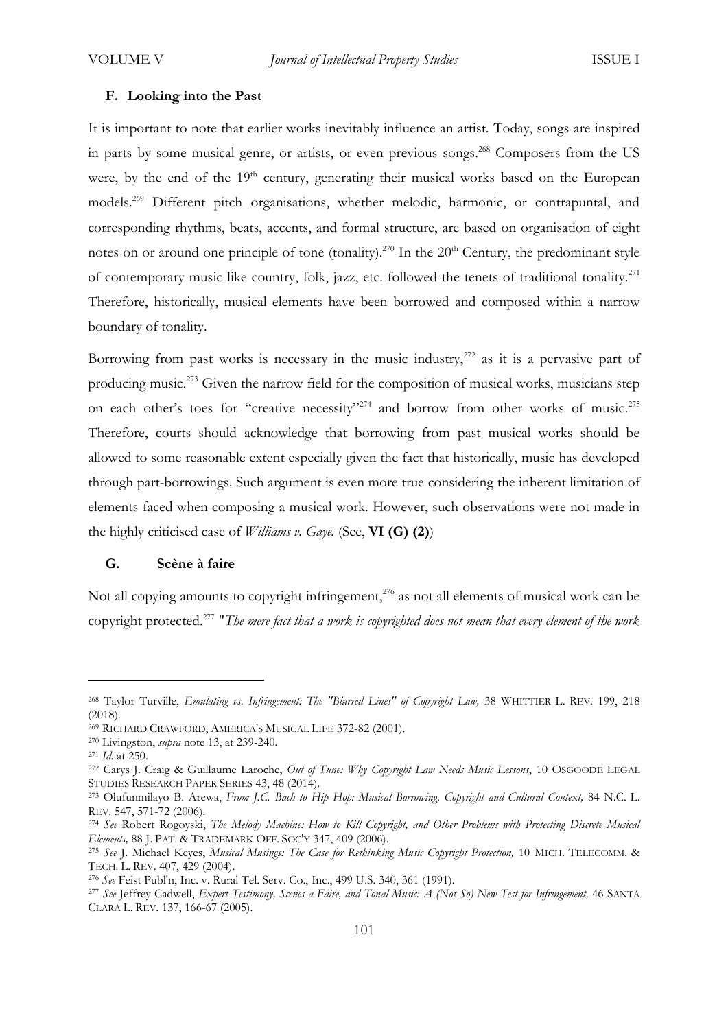### F. Looking into the Past

It is important to note that earlier works inevitably influence an artist. Today, songs are inspired in parts by some musical genre, or artists, or even previous songs.[268] Composers from the US were, by the end of the 19th century, generating their musical works based on the European models.[269] Different pitch organisations, whether melodic, harmonic, or contrapuntal, and corresponding rhythms, beats, accents, and formal structure, are based on organisation of eight notes on or around one principle of tone (tonality).[270] In the 20th Century, the predominant style of contemporary music like country, folk, jazz, etc. followed the tenets of traditional tonality.[271] Therefore, historically, musical elements have been borrowed and composed within a narrow boundary of tonality.

Borrowing from past works is necessary in the music industry,[272] as it is a pervasive part of producing music.[273] Given the narrow field for the composition of musical works, musicians step on each other's toes for "creative necessity"[274] and borrow from other works of music.[275] Therefore, courts should acknowledge that borrowing from past musical works should be allowed to some reasonable extent especially given the fact that historically, music has developed through part-borrowings. Such argument is even more true considering the inherent limitation of elements faced when composing a musical work. However, such observations were not made in the highly criticised case of *Williams v. Gaye.* (See, **VI (G) (2)**)

### G. Scène à faire

Not all copying amounts to copyright infringement,[276] as not all elements of musical work can be copyright protected.[277] "*The mere fact that a work is copyrighted does not mean that every element of the work*

---

[268] Taylor Turville, *Emulating vs. Infringement: The "Blurred Lines" of Copyright Law,* 38 WHITTIER L. REV. 199, 218 (2018).

[269] RICHARD CRAWFORD, AMERICA'S MUSICAL LIFE 372-82 (2001).

[270] Livingston, *supra* note 13, at 239-240.

[271] *Id.* at 250.

[272] Carys J. Craig & Guillaume Laroche, *Out of Tune: Why Copyright Law Needs Music Lessons*, 10 OSGOODE LEGAL STUDIES RESEARCH PAPER SERIES 43, 48 (2014).

[273] Olufunmilayo B. Arewa, *From J.C. Bach to Hip Hop: Musical Borrowing, Copyright and Cultural Context,* 84 N.C. L. REV. 547, 571-72 (2006).

[274] *See* Robert Rogoyski, *The Melody Machine: How to Kill Copyright, and Other Problems with Protecting Discrete Musical Elements,* 88 J. PAT. & TRADEMARK OFF. SOC'Y 347, 409 (2006).

[275] *See* J. Michael Keyes, *Musical Musings: The Case for Rethinking Music Copyright Protection,* 10 MICH. TELECOMM. & TECH. L. REV. 407, 429 (2004).

[276] *See* Feist Publ'n, Inc. v. Rural Tel. Serv. Co., Inc., 499 U.S. 340, 361 (1991).

[277] *See* Jeffrey Cadwell, *Expert Testimony, Scenes a Faire, and Tonal Music: A (Not So) New Test for Infringement,* 46 SANTA CLARA L. REV. 137, 166-67 (2005).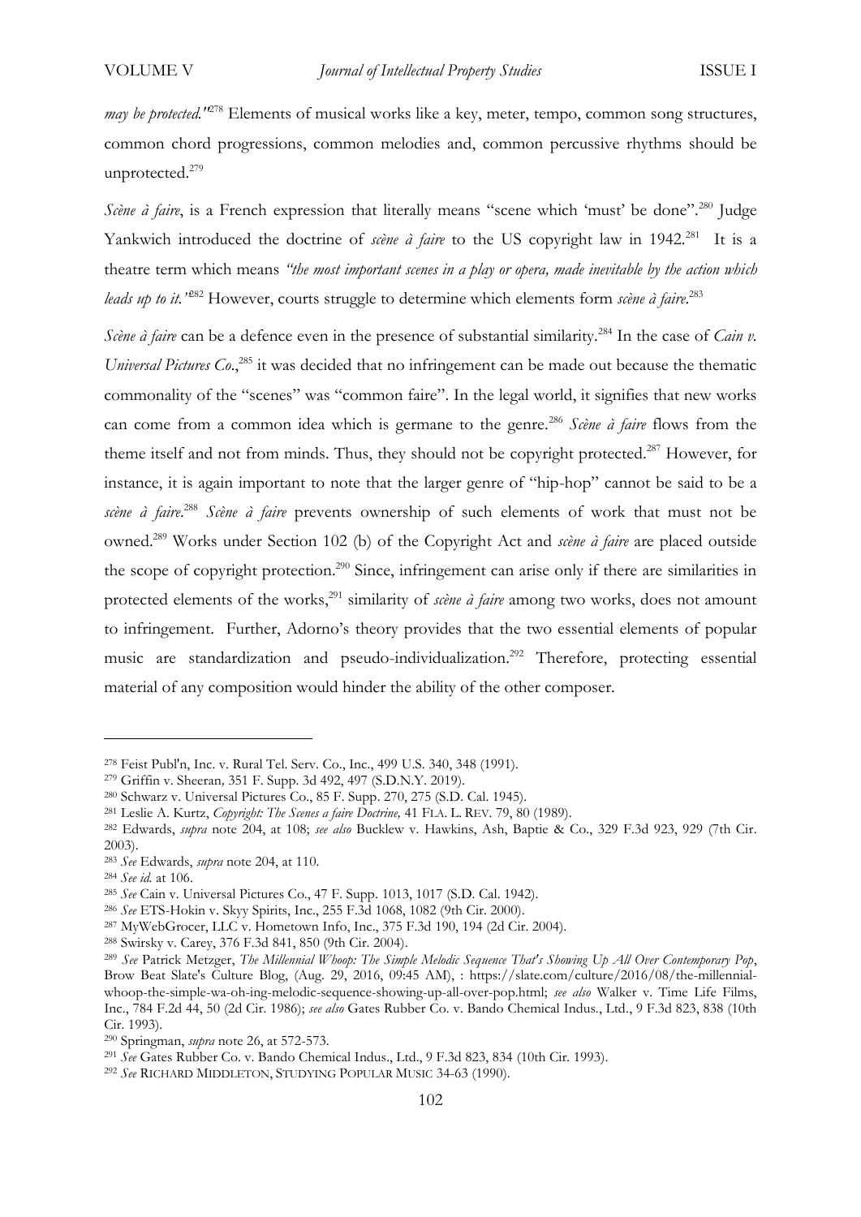*may be protected."*[278] Elements of musical works like a key, meter, tempo, common song structures, common chord progressions, common melodies and, common percussive rhythms should be unprotected.[279]

*Scène à faire*, is a French expression that literally means "scene which 'must' be done".[280] Judge Yankwich introduced the doctrine of *scène à faire* to the US copyright law in 1942.[281] It is a theatre term which means *"the most important scenes in a play or opera, made inevitable by the action which leads up to it."*[282] However, courts struggle to determine which elements form *scène à faire*.[283]

*Scène à faire* can be a defence even in the presence of substantial similarity.[284] In the case of *Cain v. Universal Pictures Co*.,[285] it was decided that no infringement can be made out because the thematic commonality of the "scenes" was "common faire". In the legal world, it signifies that new works can come from a common idea which is germane to the genre.[286] *Scène à faire* flows from the theme itself and not from minds. Thus, they should not be copyright protected.[287] However, for instance, it is again important to note that the larger genre of "hip-hop" cannot be said to be a *scène à faire*.[288] *Scène à faire* prevents ownership of such elements of work that must not be owned.[289] Works under Section 102 (b) of the Copyright Act and *scène à faire* are placed outside the scope of copyright protection.[290] Since, infringement can arise only if there are similarities in protected elements of the works,[291] similarity of *scène à faire* among two works, does not amount to infringement. Further, Adorno's theory provides that the two essential elements of popular music are standardization and pseudo-individualization.[292] Therefore, protecting essential material of any composition would hinder the ability of the other composer.

---

[278] Feist Publ'n, Inc. v. Rural Tel. Serv. Co., Inc., 499 U.S. 340, 348 (1991).

[279] Griffin v. Sheeran*,* 351 F. Supp. 3d 492, 497 (S.D.N.Y. 2019).

[280] Schwarz v. Universal Pictures Co., 85 F. Supp. 270, 275 (S.D. Cal. 1945).

[281] Leslie A. Kurtz, *Copyright: The Scenes a faire Doctrine,* 41 FLA. L. REV. 79, 80 (1989).

[282] Edwards, *supra* note 204, at 108; *see also* Bucklew v. Hawkins, Ash, Baptie & Co., 329 F.3d 923, 929 (7th Cir. 2003).

[283] *See* Edwards, *supra* note 204, at 110.

[284] *See id.* at 106.

[285] *See* Cain v. Universal Pictures Co., 47 F. Supp. 1013, 1017 (S.D. Cal. 1942).

[286] *See* ETS-Hokin v. Skyy Spirits, Inc., 255 F.3d 1068, 1082 (9th Cir. 2000).

[287] MyWebGrocer, LLC v. Hometown Info, Inc., 375 F.3d 190, 194 (2d Cir. 2004).

[288] Swirsky v. Carey, 376 F.3d 841, 850 (9th Cir. 2004).

[289] *See* Patrick Metzger, *The Millennial Whoop: The Simple Melodic Sequence That's Showing Up All Over Contemporary Pop*, Brow Beat Slate's Culture Blog, (Aug. 29, 2016, 09:45 AM), : https://slate.com/culture/2016/08/the-millennial-whoop-the-simple-wa-oh-ing-melodic-sequence-showing-up-all-over-pop.html; *see also* Walker v. Time Life Films, Inc., 784 F.2d 44, 50 (2d Cir. 1986); *see also* Gates Rubber Co. v. Bando Chemical Indus., Ltd., 9 F.3d 823, 838 (10th Cir. 1993).

[290] Springman, *supra* note 26, at 572-573.

[291] *See* Gates Rubber Co. v. Bando Chemical Indus., Ltd., 9 F.3d 823, 834 (10th Cir. 1993).

[292] *See* RICHARD MIDDLETON, STUDYING POPULAR MUSIC 34-63 (1990).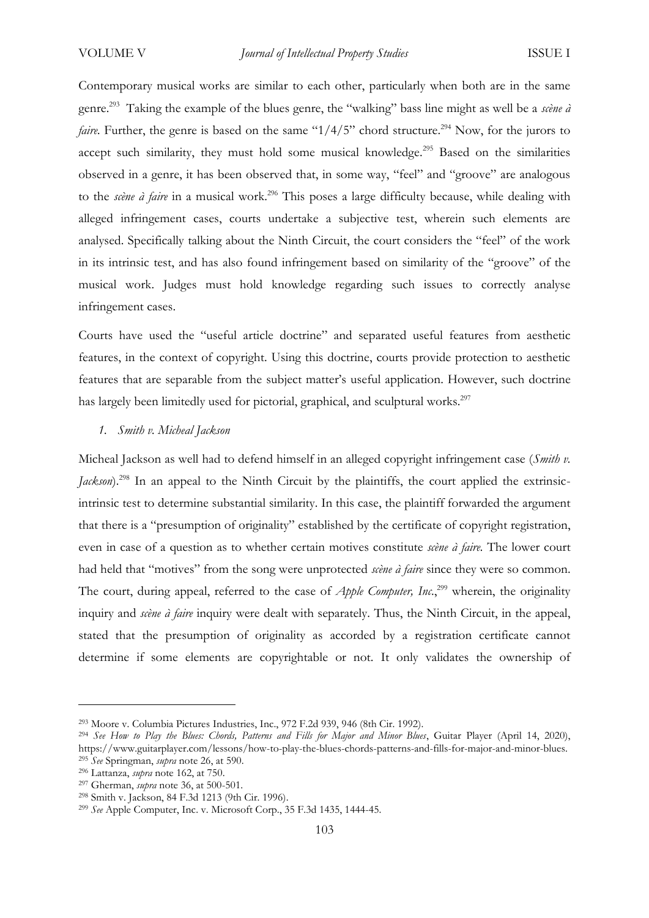Contemporary musical works are similar to each other, particularly when both are in the same genre.[293] Taking the example of the blues genre, the "walking" bass line might as well be a *scène à faire*. Further, the genre is based on the same "1/4/5" chord structure.[294] Now, for the jurors to accept such similarity, they must hold some musical knowledge.[295] Based on the similarities observed in a genre, it has been observed that, in some way, "feel" and "groove" are analogous to the *scène à faire* in a musical work.[296] This poses a large difficulty because, while dealing with alleged infringement cases, courts undertake a subjective test, wherein such elements are analysed. Specifically talking about the Ninth Circuit, the court considers the "feel" of the work in its intrinsic test, and has also found infringement based on similarity of the "groove" of the musical work. Judges must hold knowledge regarding such issues to correctly analyse infringement cases.

Courts have used the "useful article doctrine" and separated useful features from aesthetic features, in the context of copyright. Using this doctrine, courts provide protection to aesthetic features that are separable from the subject matter's useful application. However, such doctrine has largely been limitedly used for pictorial, graphical, and sculptural works.[297]

### 1. *Smith v. Micheal Jackson*

Micheal Jackson as well had to defend himself in an alleged copyright infringement case (*Smith v. Jackson*).[298] In an appeal to the Ninth Circuit by the plaintiffs, the court applied the extrinsic-intrinsic test to determine substantial similarity. In this case, the plaintiff forwarded the argument that there is a "presumption of originality" established by the certificate of copyright registration, even in case of a question as to whether certain motives constitute *scène à faire*. The lower court had held that "motives" from the song were unprotected *scène à faire* since they were so common. The court, during appeal, referred to the case of *Apple Computer, Inc.*,[299] wherein, the originality inquiry and *scène à faire* inquiry were dealt with separately. Thus, the Ninth Circuit, in the appeal, stated that the presumption of originality as accorded by a registration certificate cannot determine if some elements are copyrightable or not. It only validates the ownership of

---

[293] Moore v. Columbia Pictures Industries, Inc., 972 F.2d 939, 946 (8th Cir. 1992).

[294] *See How to Play the Blues: Chords, Patterns and Fills for Major and Minor Blues*, Guitar Player (April 14, 2020), https://www.guitarplayer.com/lessons/how-to-play-the-blues-chords-patterns-and-fills-for-major-and-minor-blues.

[295] *See* Springman, *supra* note 26, at 590.

[296] Lattanza, *supra* note 162, at 750.

[297] Gherman, *supra* note 36, at 500-501.

[298] Smith v. Jackson, 84 F.3d 1213 (9th Cir. 1996).

[299] *See* Apple Computer, Inc. v. Microsoft Corp., 35 F.3d 1435, 1444-45.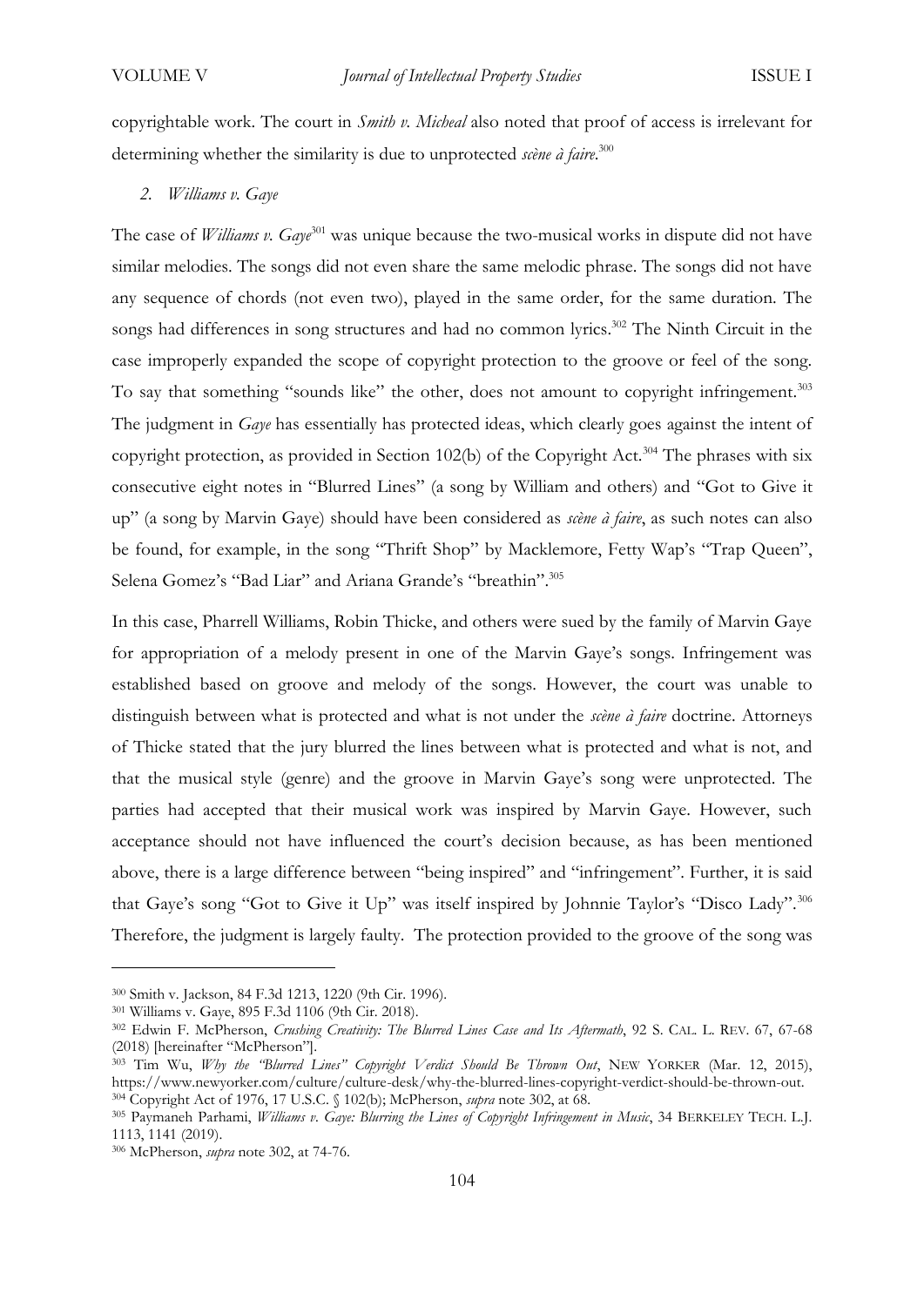copyrightable work. The court in *Smith v. Micheal* also noted that proof of access is irrelevant for determining whether the similarity is due to unprotected *scène à faire*.[300]

### *2. Williams v. Gaye*

The case of *Williams v. Gaye*[301] was unique because the two-musical works in dispute did not have similar melodies. The songs did not even share the same melodic phrase. The songs did not have any sequence of chords (not even two), played in the same order, for the same duration. The songs had differences in song structures and had no common lyrics.[302] The Ninth Circuit in the case improperly expanded the scope of copyright protection to the groove or feel of the song. To say that something "sounds like" the other, does not amount to copyright infringement.[303] The judgment in *Gaye* has essentially has protected ideas, which clearly goes against the intent of copyright protection, as provided in Section 102(b) of the Copyright Act.[304] The phrases with six consecutive eight notes in "Blurred Lines" (a song by William and others) and "Got to Give it up" (a song by Marvin Gaye) should have been considered as *scène à faire*, as such notes can also be found, for example, in the song "Thrift Shop" by Macklemore, Fetty Wap's "Trap Queen", Selena Gomez's "Bad Liar" and Ariana Grande's "breathin".[305]

In this case, Pharrell Williams, Robin Thicke, and others were sued by the family of Marvin Gaye for appropriation of a melody present in one of the Marvin Gaye's songs. Infringement was established based on groove and melody of the songs. However, the court was unable to distinguish between what is protected and what is not under the *scène à faire* doctrine. Attorneys of Thicke stated that the jury blurred the lines between what is protected and what is not, and that the musical style (genre) and the groove in Marvin Gaye's song were unprotected. The parties had accepted that their musical work was inspired by Marvin Gaye. However, such acceptance should not have influenced the court's decision because, as has been mentioned above, there is a large difference between "being inspired" and "infringement". Further, it is said that Gaye's song "Got to Give it Up" was itself inspired by Johnnie Taylor's "Disco Lady".[306] Therefore, the judgment is largely faulty. The protection provided to the groove of the song was

---

[300] Smith v. Jackson, 84 F.3d 1213, 1220 (9th Cir. 1996).

[301] Williams v. Gaye, 895 F.3d 1106 (9th Cir. 2018).

[302] Edwin F. McPherson, *Crushing Creativity: The Blurred Lines Case and Its Aftermath*, 92 S. CAL. L. REV. 67, 67-68 (2018) [hereinafter "McPherson"].

[303] Tim Wu, *Why the "Blurred Lines" Copyright Verdict Should Be Thrown Out*, NEW YORKER (Mar. 12, 2015), https://www.newyorker.com/culture/culture-desk/why-the-blurred-lines-copyright-verdict-should-be-thrown-out.

[304] Copyright Act of 1976, 17 U.S.C. § 102(b); McPherson, *supra* note 302, at 68.

[305] Paymaneh Parhami, *Williams v. Gaye: Blurring the Lines of Copyright Infringement in Music*, 34 BERKELEY TECH. L.J. 1113, 1141 (2019).

[306] McPherson, *supra* note 302, at 74-76.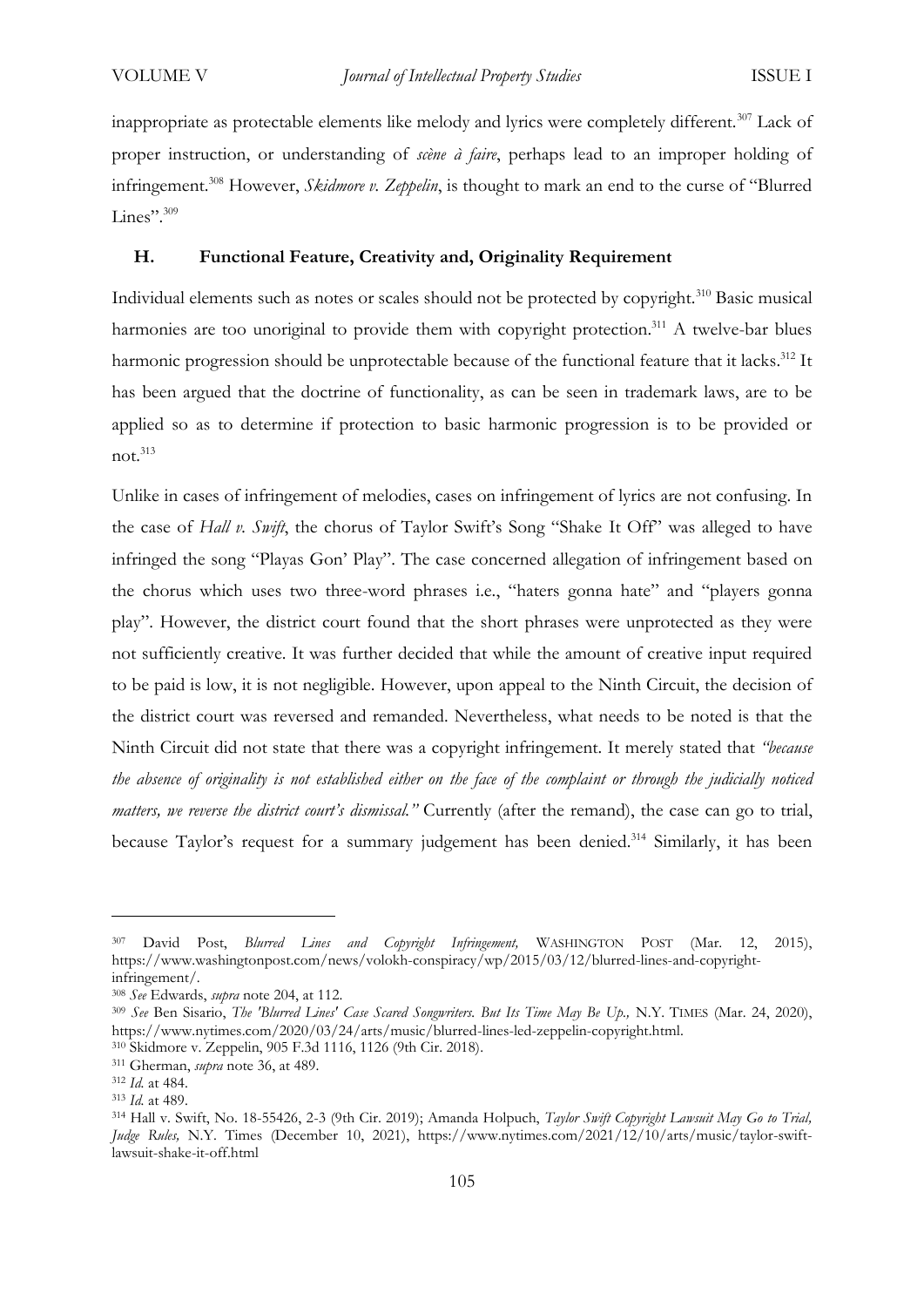inappropriate as protectable elements like melody and lyrics were completely different.[307] Lack of proper instruction, or understanding of *scène à faire*, perhaps lead to an improper holding of infringement.[308] However, *Skidmore v. Zeppelin*, is thought to mark an end to the curse of "Blurred Lines".[309]

### H. Functional Feature, Creativity and, Originality Requirement

Individual elements such as notes or scales should not be protected by copyright.[310] Basic musical harmonies are too unoriginal to provide them with copyright protection.[311] A twelve-bar blues harmonic progression should be unprotectable because of the functional feature that it lacks.[312] It has been argued that the doctrine of functionality, as can be seen in trademark laws, are to be applied so as to determine if protection to basic harmonic progression is to be provided or not.[313]

Unlike in cases of infringement of melodies, cases on infringement of lyrics are not confusing. In the case of *Hall v. Swift*, the chorus of Taylor Swift's Song "Shake It Off" was alleged to have infringed the song "Playas Gon' Play". The case concerned allegation of infringement based on the chorus which uses two three-word phrases i.e., "haters gonna hate" and "players gonna play". However, the district court found that the short phrases were unprotected as they were not sufficiently creative. It was further decided that while the amount of creative input required to be paid is low, it is not negligible. However, upon appeal to the Ninth Circuit, the decision of the district court was reversed and remanded. Nevertheless, what needs to be noted is that the Ninth Circuit did not state that there was a copyright infringement. It merely stated that *"because the absence of originality is not established either on the face of the complaint or through the judicially noticed matters, we reverse the district court's dismissal."* Currently (after the remand), the case can go to trial, because Taylor's request for a summary judgement has been denied.[314] Similarly, it has been

---

[307] David Post, *Blurred Lines and Copyright Infringement,* WASHINGTON POST (Mar. 12, 2015), https://www.washingtonpost.com/news/volokh-conspiracy/wp/2015/03/12/blurred-lines-and-copyright-infringement/.

[308] *See* Edwards, *supra* note 204, at 112.

[309] *See* Ben Sisario, *The 'Blurred Lines' Case Scared Songwriters. But Its Time May Be Up.,* N.Y. TIMES (Mar. 24, 2020), https://www.nytimes.com/2020/03/24/arts/music/blurred-lines-led-zeppelin-copyright.html.

[310] Skidmore v. Zeppelin, 905 F.3d 1116, 1126 (9th Cir. 2018).

[311] Gherman, *supra* note 36, at 489.

[312] *Id.* at 484.

[313] *Id.* at 489.

[314] Hall v. Swift, No. 18-55426, 2-3 (9th Cir. 2019); Amanda Holpuch, *Taylor Swift Copyright Lawsuit May Go to Trial, Judge Rules,* N.Y. Times (December 10, 2021), https://www.nytimes.com/2021/12/10/arts/music/taylor-swift-lawsuit-shake-it-off.html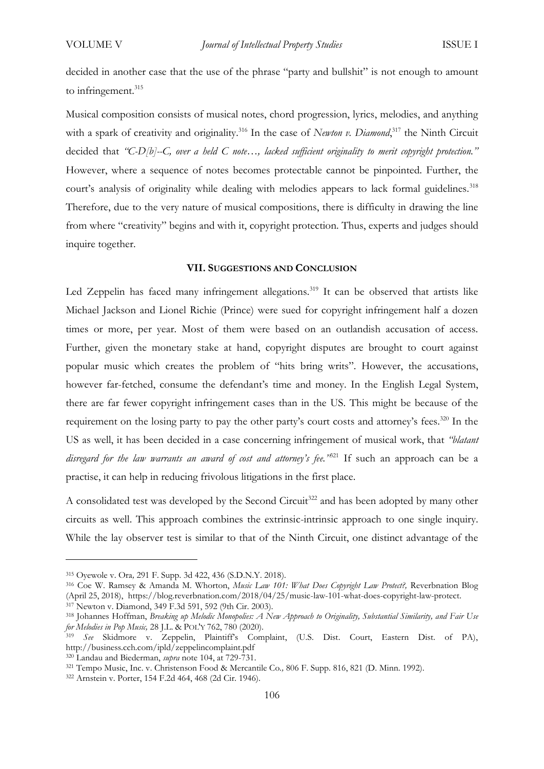decided in another case that the use of the phrase "party and bullshit" is not enough to amount to infringement.[315]

Musical composition consists of musical notes, chord progression, lyrics, melodies, and anything with a spark of creativity and originality.[316] In the case of *Newton v. Diamond*,[317] the Ninth Circuit decided that *"C-D[b]--C, over a held C note…, lacked sufficient originality to merit copyright protection."* However, where a sequence of notes becomes protectable cannot be pinpointed. Further, the court's analysis of originality while dealing with melodies appears to lack formal guidelines.[318] Therefore, due to the very nature of musical compositions, there is difficulty in drawing the line from where "creativity" begins and with it, copyright protection. Thus, experts and judges should inquire together.

## VII. Suggestions and Conclusion

Led Zeppelin has faced many infringement allegations.[319] It can be observed that artists like Michael Jackson and Lionel Richie (Prince) were sued for copyright infringement half a dozen times or more, per year. Most of them were based on an outlandish accusation of access. Further, given the monetary stake at hand, copyright disputes are brought to court against popular music which creates the problem of "hits bring writs". However, the accusations, however far-fetched, consume the defendant's time and money. In the English Legal System, there are far fewer copyright infringement cases than in the US. This might be because of the requirement on the losing party to pay the other party's court costs and attorney's fees.[320] In the US as well, it has been decided in a case concerning infringement of musical work, that *"blatant disregard for the law warrants an award of cost and attorney's fee."*[321] If such an approach can be a practise, it can help in reducing frivolous litigations in the first place.

A consolidated test was developed by the Second Circuit[322] and has been adopted by many other circuits as well. This approach combines the extrinsic-intrinsic approach to one single inquiry. While the lay observer test is similar to that of the Ninth Circuit, one distinct advantage of the

---

[315] Oyewole v. Ora*,* 291 F. Supp. 3d 422, 436 (S.D.N.Y. 2018).

[316] Coe W. Ramsey & Amanda M. Whorton, *Music Law 101: What Does Copyright Law Protect?,* Reverbnation Blog (April 25, 2018), https://blog.reverbnation.com/2018/04/25/music-law-101-what-does-copyright-law-protect.

[317] Newton v. Diamond, 349 F.3d 591, 592 (9th Cir. 2003).

[318] Johannes Hoffman, *Breaking up Melodic Monopolies: A New Approach to Originality, Substantial Similarity, and Fair Use for Melodies in Pop Music,* 28 J.L. & POL'Y 762, 780 (2020).

[319] *See* Skidmore v. Zeppelin, Plaintiff's Complaint, (U.S. Dist. Court, Eastern Dist. of PA), http://business.cch.com/ipld/zeppelincomplaint.pdf

[320] Landau and Biederman, *supra* note 104, at 729-731.

[321] Tempo Music, Inc. v. Christenson Food & Mercantile Co*.,* 806 F. Supp. 816, 821 (D. Minn. 1992).

[322] Arnstein v. Porter, 154 F.2d 464, 468 (2d Cir. 1946).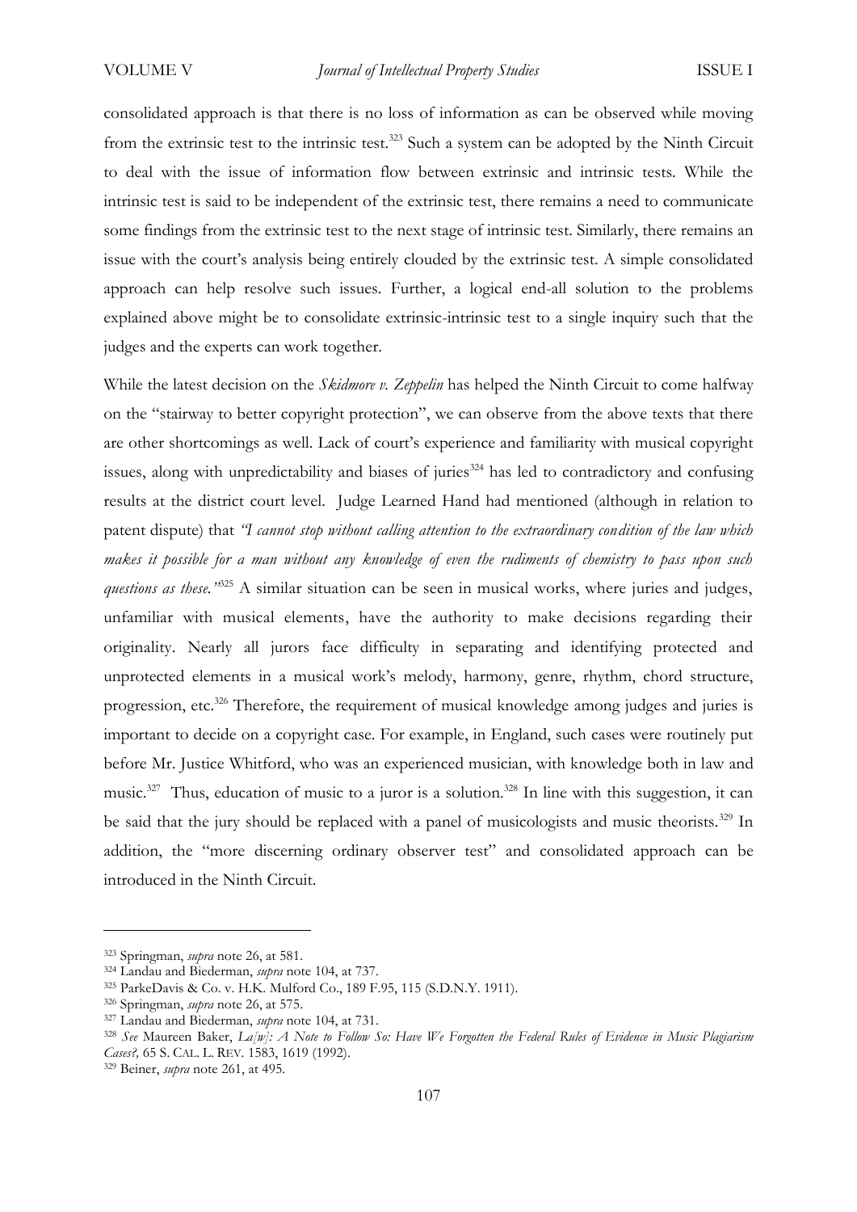consolidated approach is that there is no loss of information as can be observed while moving from the extrinsic test to the intrinsic test.[323] Such a system can be adopted by the Ninth Circuit to deal with the issue of information flow between extrinsic and intrinsic tests. While the intrinsic test is said to be independent of the extrinsic test, there remains a need to communicate some findings from the extrinsic test to the next stage of intrinsic test. Similarly, there remains an issue with the court's analysis being entirely clouded by the extrinsic test. A simple consolidated approach can help resolve such issues. Further, a logical end-all solution to the problems explained above might be to consolidate extrinsic-intrinsic test to a single inquiry such that the judges and the experts can work together.

While the latest decision on the *Skidmore v. Zeppelin* has helped the Ninth Circuit to come halfway on the "stairway to better copyright protection", we can observe from the above texts that there are other shortcomings as well. Lack of court's experience and familiarity with musical copyright issues, along with unpredictability and biases of juries[324] has led to contradictory and confusing results at the district court level. Judge Learned Hand had mentioned (although in relation to patent dispute) that *"I cannot stop without calling attention to the extraordinary condition of the law which makes it possible for a man without any knowledge of even the rudiments of chemistry to pass upon such questions as these."*[325] A similar situation can be seen in musical works, where juries and judges, unfamiliar with musical elements, have the authority to make decisions regarding their originality. Nearly all jurors face difficulty in separating and identifying protected and unprotected elements in a musical work's melody, harmony, genre, rhythm, chord structure, progression, etc.[326] Therefore, the requirement of musical knowledge among judges and juries is important to decide on a copyright case. For example, in England, such cases were routinely put before Mr. Justice Whitford, who was an experienced musician, with knowledge both in law and music.[327] Thus, education of music to a juror is a solution.[328] In line with this suggestion, it can be said that the jury should be replaced with a panel of musicologists and music theorists.[329] In addition, the "more discerning ordinary observer test" and consolidated approach can be introduced in the Ninth Circuit.

---

[323] Springman, *supra* note 26, at 581.
[324] Landau and Biederman, *supra* note 104, at 737.
[325] ParkeDavis & Co. v. H.K. Mulford Co., 189 F.95, 115 (S.D.N.Y. 1911).
[326] Springman, *supra* note 26, at 575.
[327] Landau and Biederman, *supra* note 104, at 731.
[328] *See* Maureen Baker, *La[w]: A Note to Follow So: Have We Forgotten the Federal Rules of Evidence in Music Plagiarism Cases?,* 65 S. CAL. L. REV. 1583, 1619 (1992).
[329] Beiner, *supra* note 261, at 495.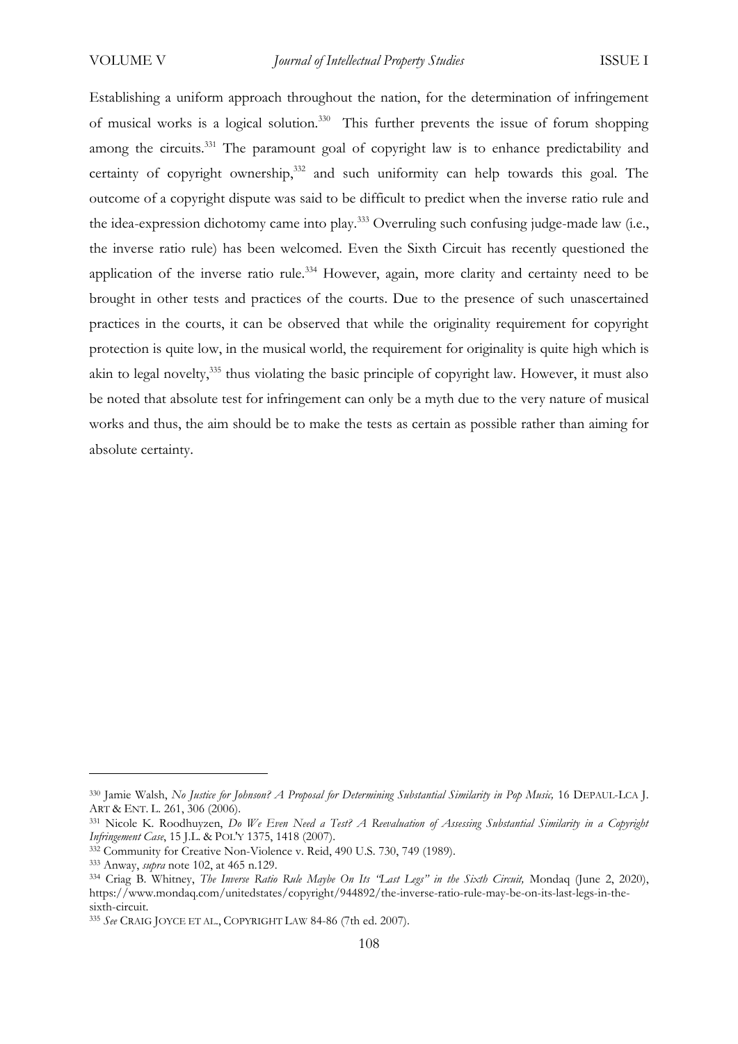Establishing a uniform approach throughout the nation, for the determination of infringement of musical works is a logical solution.[330] This further prevents the issue of forum shopping among the circuits.[331] The paramount goal of copyright law is to enhance predictability and certainty of copyright ownership,[332] and such uniformity can help towards this goal. The outcome of a copyright dispute was said to be difficult to predict when the inverse ratio rule and the idea-expression dichotomy came into play.[333] Overruling such confusing judge-made law (i.e., the inverse ratio rule) has been welcomed. Even the Sixth Circuit has recently questioned the application of the inverse ratio rule.[334] However, again, more clarity and certainty need to be brought in other tests and practices of the courts. Due to the presence of such unascertained practices in the courts, it can be observed that while the originality requirement for copyright protection is quite low, in the musical world, the requirement for originality is quite high which is akin to legal novelty,[335] thus violating the basic principle of copyright law. However, it must also be noted that absolute test for infringement can only be a myth due to the very nature of musical works and thus, the aim should be to make the tests as certain as possible rather than aiming for absolute certainty.

---

[330] Jamie Walsh, *No Justice for Johnson? A Proposal for Determining Substantial Similarity in Pop Music,* 16 DEPAUL-LCA J. ART & ENT. L. 261, 306 (2006).

[331] Nicole K. Roodhuyzen, *Do We Even Need a Test? A Reevaluation of Assessing Substantial Similarity in a Copyright Infringement Case*, 15 J.L. & POL'Y 1375, 1418 (2007).

[332] Community for Creative Non-Violence v. Reid, 490 U.S. 730, 749 (1989).

[333] Anway, *supra* note 102, at 465 n.129.

[334] Criag B. Whitney, *The Inverse Ratio Rule Maybe On Its "Last Legs" in the Sixth Circuit,* Mondaq (June 2, 2020), https://www.mondaq.com/unitedstates/copyright/944892/the-inverse-ratio-rule-may-be-on-its-last-legs-in-the-sixth-circuit.

[335] *See* CRAIG JOYCE ET AL., COPYRIGHT LAW 84-86 (7th ed. 2007).